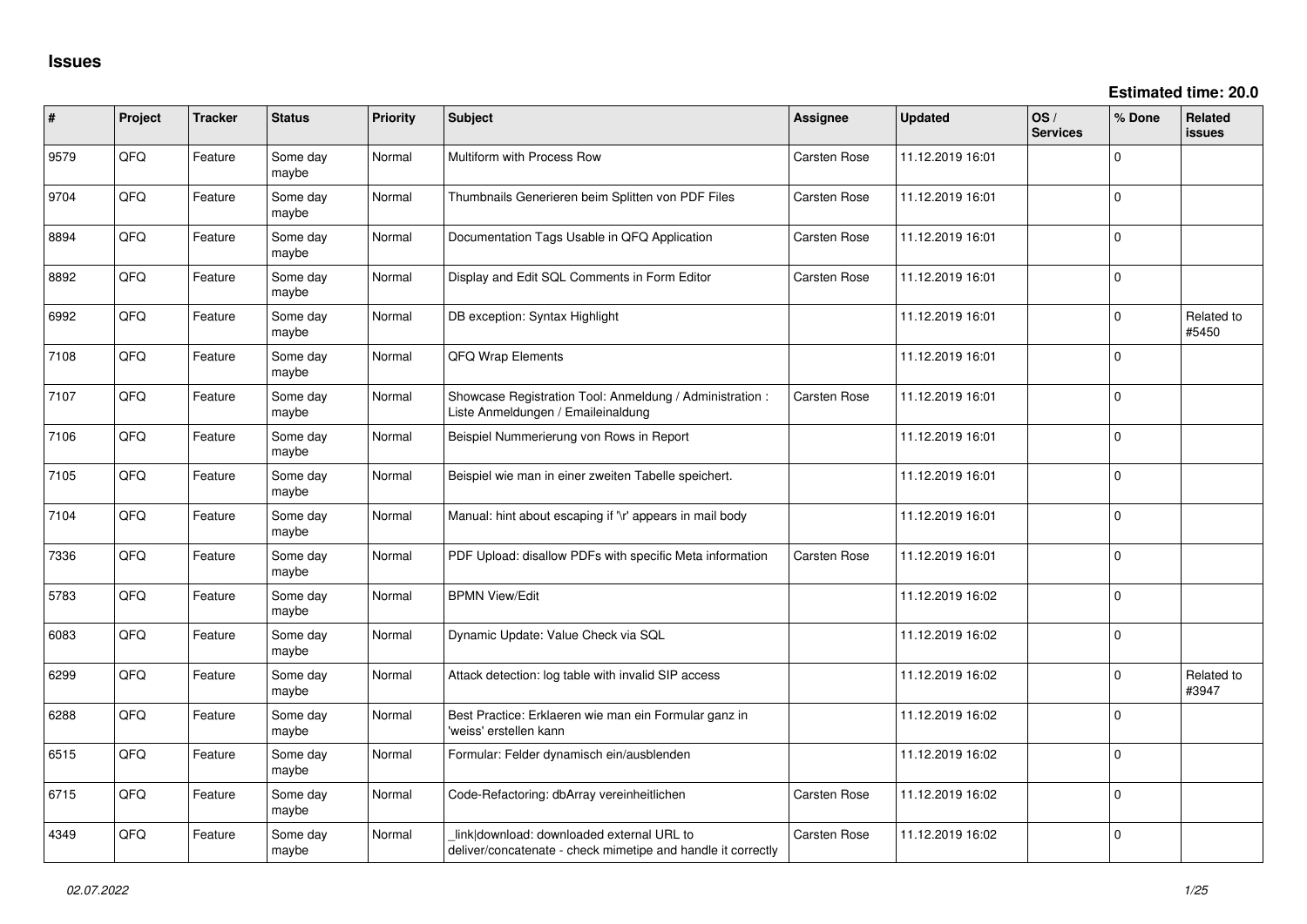# Issues

**Estimated time: 20.0**

| # | Project | Tracker | Status | Priority | Subject | Assignee | Updated | OS / Services | % Done | Related issues |
|---|---|---|---|---|---|---|---|---|---|---|
| 9579 | QFQ | Feature | Some day maybe | Normal | Multiform with Process Row | Carsten Rose | 11.12.2019 16:01 | | 0 | |
| 9704 | QFQ | Feature | Some day maybe | Normal | Thumbnails Generieren beim Splitten von PDF Files | Carsten Rose | 11.12.2019 16:01 | | 0 | |
| 8894 | QFQ | Feature | Some day maybe | Normal | Documentation Tags Usable in QFQ Application | Carsten Rose | 11.12.2019 16:01 | | 0 | |
| 8892 | QFQ | Feature | Some day maybe | Normal | Display and Edit SQL Comments in Form Editor | Carsten Rose | 11.12.2019 16:01 | | 0 | |
| 6992 | QFQ | Feature | Some day maybe | Normal | DB exception: Syntax Highlight | | 11.12.2019 16:01 | | 0 | Related to #5450 |
| 7108 | QFQ | Feature | Some day maybe | Normal | QFQ Wrap Elements | | 11.12.2019 16:01 | | 0 | |
| 7107 | QFQ | Feature | Some day maybe | Normal | Showcase Registration Tool: Anmeldung / Administration : Liste Anmeldungen / Emaileinaldung | Carsten Rose | 11.12.2019 16:01 | | 0 | |
| 7106 | QFQ | Feature | Some day maybe | Normal | Beispiel Nummerierung von Rows in Report | | 11.12.2019 16:01 | | 0 | |
| 7105 | QFQ | Feature | Some day maybe | Normal | Beispiel wie man in einer zweiten Tabelle speichert. | | 11.12.2019 16:01 | | 0 | |
| 7104 | QFQ | Feature | Some day maybe | Normal | Manual: hint about escaping if '\r' appears in mail body | | 11.12.2019 16:01 | | 0 | |
| 7336 | QFQ | Feature | Some day maybe | Normal | PDF Upload: disallow PDFs with specific Meta information | Carsten Rose | 11.12.2019 16:01 | | 0 | |
| 5783 | QFQ | Feature | Some day maybe | Normal | BPMN View/Edit | | 11.12.2019 16:02 | | 0 | |
| 6083 | QFQ | Feature | Some day maybe | Normal | Dynamic Update: Value Check via SQL | | 11.12.2019 16:02 | | 0 | |
| 6299 | QFQ | Feature | Some day maybe | Normal | Attack detection: log table with invalid SIP access | | 11.12.2019 16:02 | | 0 | Related to #3947 |
| 6288 | QFQ | Feature | Some day maybe | Normal | Best Practice: Erklaeren wie man ein Formular ganz in 'weiss' erstellen kann | | 11.12.2019 16:02 | | 0 | |
| 6515 | QFQ | Feature | Some day maybe | Normal | Formular: Felder dynamisch ein/ausblenden | | 11.12.2019 16:02 | | 0 | |
| 6715 | QFQ | Feature | Some day maybe | Normal | Code-Refactoring: dbArray vereinheitlichen | Carsten Rose | 11.12.2019 16:02 | | 0 | |
| 4349 | QFQ | Feature | Some day maybe | Normal | _link\|download: downloaded external URL to deliver/concatenate - check mimetipe and handle it correctly | Carsten Rose | 11.12.2019 16:02 | | 0 | |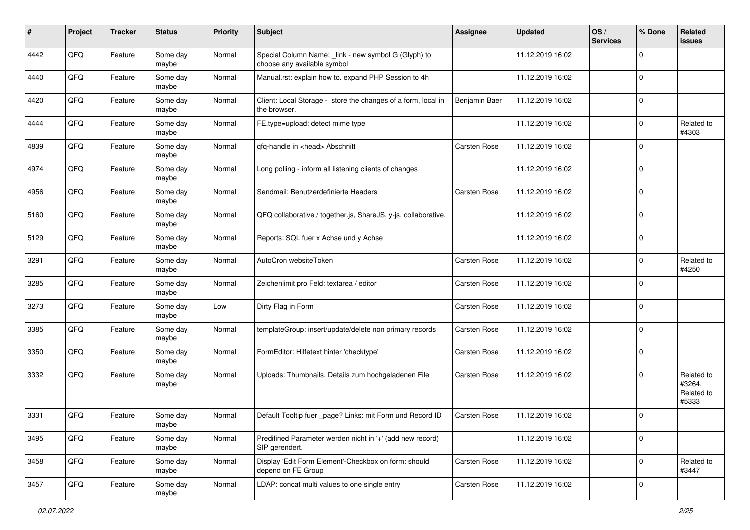| # | Project | Tracker | Status | Priority | Subject | Assignee | Updated | OS / Services | % Done | Related issues |
|---|---|---|---|---|---|---|---|---|---|---|
| 4442 | QFQ | Feature | Some day maybe | Normal | Special Column Name: _link - new symbol G (Glyph) to choose any available symbol | | 11.12.2019 16:02 | | 0 | |
| 4440 | QFQ | Feature | Some day maybe | Normal | Manual.rst: explain how to. expand PHP Session to 4h | | 11.12.2019 16:02 | | 0 | |
| 4420 | QFQ | Feature | Some day maybe | Normal | Client: Local Storage - store the changes of a form, local in the browser. | Benjamin Baer | 11.12.2019 16:02 | | 0 | |
| 4444 | QFQ | Feature | Some day maybe | Normal | FE.type=upload: detect mime type | | 11.12.2019 16:02 | | 0 | Related to #4303 |
| 4839 | QFQ | Feature | Some day maybe | Normal | qfq-handle in <head> Abschnitt | Carsten Rose | 11.12.2019 16:02 | | 0 | |
| 4974 | QFQ | Feature | Some day maybe | Normal | Long polling - inform all listening clients of changes | | 11.12.2019 16:02 | | 0 | |
| 4956 | QFQ | Feature | Some day maybe | Normal | Sendmail: Benutzerdefinierte Headers | Carsten Rose | 11.12.2019 16:02 | | 0 | |
| 5160 | QFQ | Feature | Some day maybe | Normal | QFQ collaborative / together.js, ShareJS, y-js, collaborative, | | 11.12.2019 16:02 | | 0 | |
| 5129 | QFQ | Feature | Some day maybe | Normal | Reports: SQL fuer x Achse und y Achse | | 11.12.2019 16:02 | | 0 | |
| 3291 | QFQ | Feature | Some day maybe | Normal | AutoCron websiteToken | Carsten Rose | 11.12.2019 16:02 | | 0 | Related to #4250 |
| 3285 | QFQ | Feature | Some day maybe | Normal | Zeichenlimit pro Feld: textarea / editor | Carsten Rose | 11.12.2019 16:02 | | 0 | |
| 3273 | QFQ | Feature | Some day maybe | Low | Dirty Flag in Form | Carsten Rose | 11.12.2019 16:02 | | 0 | |
| 3385 | QFQ | Feature | Some day maybe | Normal | templateGroup: insert/update/delete non primary records | Carsten Rose | 11.12.2019 16:02 | | 0 | |
| 3350 | QFQ | Feature | Some day maybe | Normal | FormEditor: Hilfetext hinter 'checktype' | Carsten Rose | 11.12.2019 16:02 | | 0 | |
| 3332 | QFQ | Feature | Some day maybe | Normal | Uploads: Thumbnails, Details zum hochgeladenen File | Carsten Rose | 11.12.2019 16:02 | | 0 | Related to #3264, Related to #5333 |
| 3331 | QFQ | Feature | Some day maybe | Normal | Default Tooltip fuer _page? Links: mit Form und Record ID | Carsten Rose | 11.12.2019 16:02 | | 0 | |
| 3495 | QFQ | Feature | Some day maybe | Normal | Predifined Parameter werden nicht in '+' (add new record) SIP gerendert. | | 11.12.2019 16:02 | | 0 | |
| 3458 | QFQ | Feature | Some day maybe | Normal | Display 'Edit Form Element'-Checkbox on form: should depend on FE Group | Carsten Rose | 11.12.2019 16:02 | | 0 | Related to #3447 |
| 3457 | QFQ | Feature | Some day maybe | Normal | LDAP: concat multi values to one single entry | Carsten Rose | 11.12.2019 16:02 | | 0 | |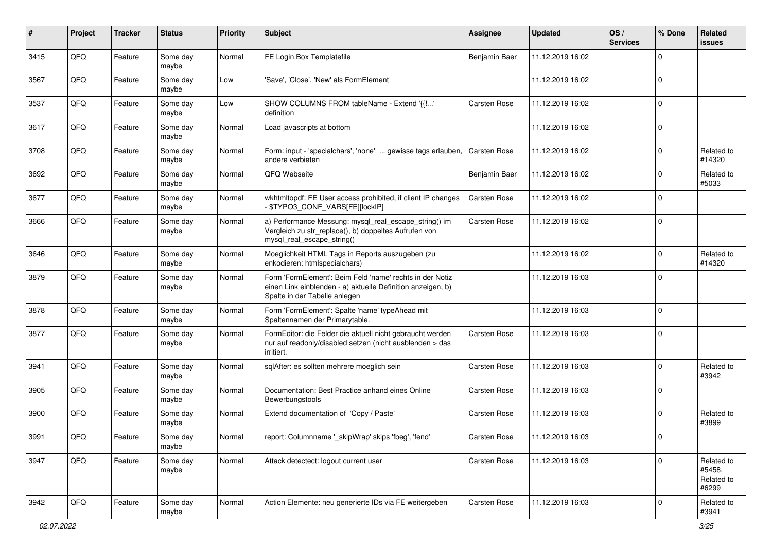| # | Project | Tracker | Status | Priority | Subject | Assignee | Updated | OS / Services | % Done | Related issues |
|---|---|---|---|---|---|---|---|---|---|---|
| 3415 | QFQ | Feature | Some day maybe | Normal | FE Login Box Templatefile | Benjamin Baer | 11.12.2019 16:02 | | 0 | |
| 3567 | QFQ | Feature | Some day maybe | Low | 'Save', 'Close', 'New' als FormElement | | 11.12.2019 16:02 | | 0 | |
| 3537 | QFQ | Feature | Some day maybe | Low | SHOW COLUMNS FROM tableName - Extend '{{!...' definition | Carsten Rose | 11.12.2019 16:02 | | 0 | |
| 3617 | QFQ | Feature | Some day maybe | Normal | Load javascripts at bottom | | 11.12.2019 16:02 | | 0 | |
| 3708 | QFQ | Feature | Some day maybe | Normal | Form: input - 'specialchars', 'none' ... gewisse tags erlauben, andere verbieten | Carsten Rose | 11.12.2019 16:02 | | 0 | Related to #14320 |
| 3692 | QFQ | Feature | Some day maybe | Normal | QFQ Webseite | Benjamin Baer | 11.12.2019 16:02 | | 0 | Related to #5033 |
| 3677 | QFQ | Feature | Some day maybe | Normal | wkhtmltopdf: FE User access prohibited, if client IP changes - $TYPO3_CONF_VARS[FE][lockIP] | Carsten Rose | 11.12.2019 16:02 | | 0 | |
| 3666 | QFQ | Feature | Some day maybe | Normal | a) Performance Messung: mysql_real_escape_string() im Vergleich zu str_replace(), b) doppeltes Aufrufen von mysql_real_escape_string() | Carsten Rose | 11.12.2019 16:02 | | 0 | |
| 3646 | QFQ | Feature | Some day maybe | Normal | Moeglichkeit HTML Tags in Reports auszugeben (zu enkodieren: htmlspecialchars) | | 11.12.2019 16:02 | | 0 | Related to #14320 |
| 3879 | QFQ | Feature | Some day maybe | Normal | Form 'FormElement': Beim Feld 'name' rechts in der Notiz einen Link einblenden - a) aktuelle Definition anzeigen, b) Spalte in der Tabelle anlegen | | 11.12.2019 16:03 | | 0 | |
| 3878 | QFQ | Feature | Some day maybe | Normal | Form 'FormElement': Spalte 'name' typeAhead mit Spaltennamen der Primarytable. | | 11.12.2019 16:03 | | 0 | |
| 3877 | QFQ | Feature | Some day maybe | Normal | FormEditor: die Felder die aktuell nicht gebraucht werden nur auf readonly/disabled setzen (nicht ausblenden > das irritiert. | Carsten Rose | 11.12.2019 16:03 | | 0 | |
| 3941 | QFQ | Feature | Some day maybe | Normal | sqlAfter: es sollten mehrere moeglich sein | Carsten Rose | 11.12.2019 16:03 | | 0 | Related to #3942 |
| 3905 | QFQ | Feature | Some day maybe | Normal | Documentation: Best Practice anhand eines Online Bewerbungstools | Carsten Rose | 11.12.2019 16:03 | | 0 | |
| 3900 | QFQ | Feature | Some day maybe | Normal | Extend documentation of 'Copy / Paste' | Carsten Rose | 11.12.2019 16:03 | | 0 | Related to #3899 |
| 3991 | QFQ | Feature | Some day maybe | Normal | report: Columnname '_skipWrap' skips 'fbeg', 'fend' | Carsten Rose | 11.12.2019 16:03 | | 0 | |
| 3947 | QFQ | Feature | Some day maybe | Normal | Attack detectect: logout current user | Carsten Rose | 11.12.2019 16:03 | | 0 | Related to #5458, Related to #6299 |
| 3942 | QFQ | Feature | Some day maybe | Normal | Action Elemente: neu generierte IDs via FE weitergeben | Carsten Rose | 11.12.2019 16:03 | | 0 | Related to #3941 |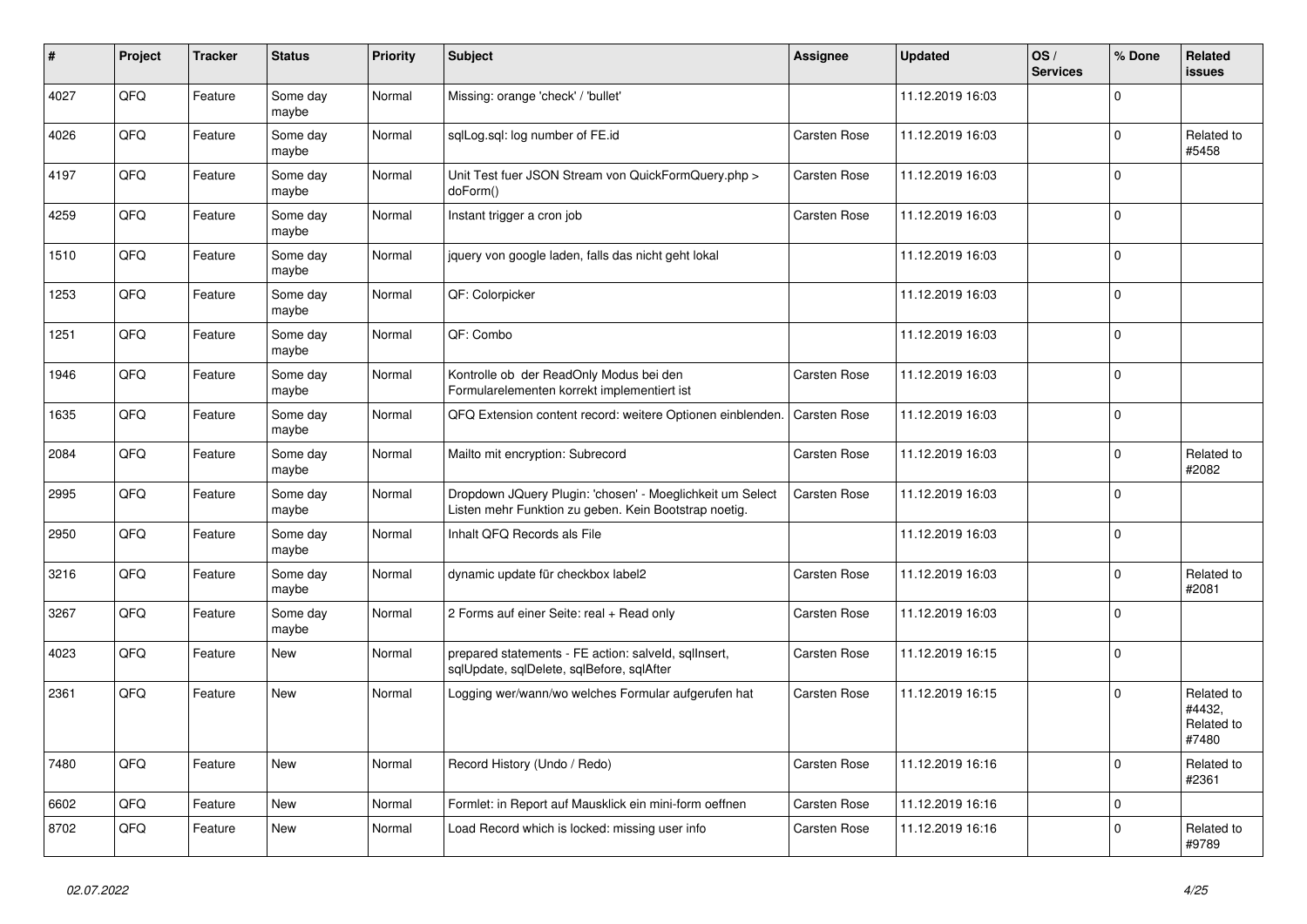| # | Project | Tracker | Status | Priority | Subject | Assignee | Updated | OS / Services | % Done | Related issues |
|---|---|---|---|---|---|---|---|---|---|---|
| 4027 | QFQ | Feature | Some day maybe | Normal | Missing: orange 'check' / 'bullet' | | 11.12.2019 16:03 | | 0 | |
| 4026 | QFQ | Feature | Some day maybe | Normal | sqlLog.sql: log number of FE.id | Carsten Rose | 11.12.2019 16:03 | | 0 | Related to #5458 |
| 4197 | QFQ | Feature | Some day maybe | Normal | Unit Test fuer JSON Stream von QuickFormQuery.php > doForm() | Carsten Rose | 11.12.2019 16:03 | | 0 | |
| 4259 | QFQ | Feature | Some day maybe | Normal | Instant trigger a cron job | Carsten Rose | 11.12.2019 16:03 | | 0 | |
| 1510 | QFQ | Feature | Some day maybe | Normal | jquery von google laden, falls das nicht geht lokal | | 11.12.2019 16:03 | | 0 | |
| 1253 | QFQ | Feature | Some day maybe | Normal | QF: Colorpicker | | 11.12.2019 16:03 | | 0 | |
| 1251 | QFQ | Feature | Some day maybe | Normal | QF: Combo | | 11.12.2019 16:03 | | 0 | |
| 1946 | QFQ | Feature | Some day maybe | Normal | Kontrolle ob der ReadOnly Modus bei den Formularelementen korrekt implementiert ist | Carsten Rose | 11.12.2019 16:03 | | 0 | |
| 1635 | QFQ | Feature | Some day maybe | Normal | QFQ Extension content record: weitere Optionen einblenden. | Carsten Rose | 11.12.2019 16:03 | | 0 | |
| 2084 | QFQ | Feature | Some day maybe | Normal | Mailto mit encryption: Subrecord | Carsten Rose | 11.12.2019 16:03 | | 0 | Related to #2082 |
| 2995 | QFQ | Feature | Some day maybe | Normal | Dropdown JQuery Plugin: 'chosen' - Moeglichkeit um Select Listen mehr Funktion zu geben. Kein Bootstrap noetig. | Carsten Rose | 11.12.2019 16:03 | | 0 | |
| 2950 | QFQ | Feature | Some day maybe | Normal | Inhalt QFQ Records als File | | 11.12.2019 16:03 | | 0 | |
| 3216 | QFQ | Feature | Some day maybe | Normal | dynamic update für checkbox label2 | Carsten Rose | 11.12.2019 16:03 | | 0 | Related to #2081 |
| 3267 | QFQ | Feature | Some day maybe | Normal | 2 Forms auf einer Seite: real + Read only | Carsten Rose | 11.12.2019 16:03 | | 0 | |
| 4023 | QFQ | Feature | New | Normal | prepared statements - FE action: salveld, sqlInsert, sqlUpdate, sqlDelete, sqlBefore, sqlAfter | Carsten Rose | 11.12.2019 16:15 | | 0 | |
| 2361 | QFQ | Feature | New | Normal | Logging wer/wann/wo welches Formular aufgerufen hat | Carsten Rose | 11.12.2019 16:15 | | 0 | Related to #4432, Related to #7480 |
| 7480 | QFQ | Feature | New | Normal | Record History (Undo / Redo) | Carsten Rose | 11.12.2019 16:16 | | 0 | Related to #2361 |
| 6602 | QFQ | Feature | New | Normal | Formlet: in Report auf Mausklick ein mini-form oeffnen | Carsten Rose | 11.12.2019 16:16 | | 0 | |
| 8702 | QFQ | Feature | New | Normal | Load Record which is locked: missing user info | Carsten Rose | 11.12.2019 16:16 | | 0 | Related to #9789 |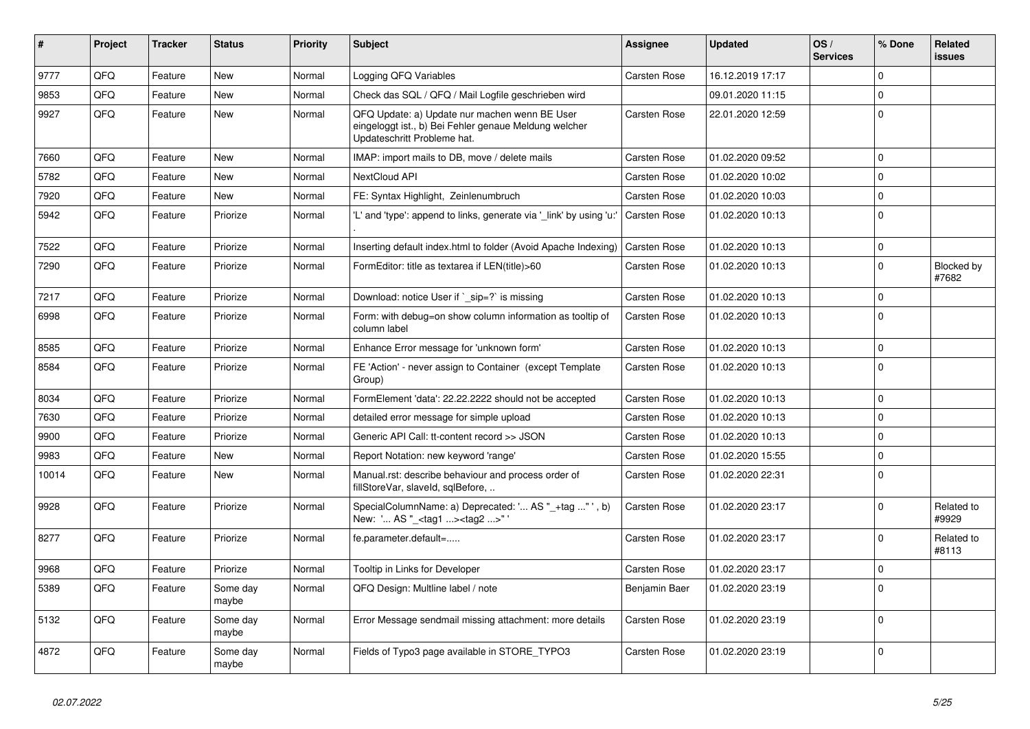| # | Project | Tracker | Status | Priority | Subject | Assignee | Updated | OS / Services | % Done | Related issues |
|---|---|---|---|---|---|---|---|---|---|---|
| 9777 | QFQ | Feature | New | Normal | Logging QFQ Variables | Carsten Rose | 16.12.2019 17:17 | | 0 | |
| 9853 | QFQ | Feature | New | Normal | Check das SQL / QFQ / Mail Logfile geschrieben wird | | 09.01.2020 11:15 | | 0 | |
| 9927 | QFQ | Feature | New | Normal | QFQ Update: a) Update nur machen wenn BE User eingeloggt ist., b) Bei Fehler genaue Meldung welcher Updateschritt Probleme hat. | Carsten Rose | 22.01.2020 12:59 | | 0 | |
| 7660 | QFQ | Feature | New | Normal | IMAP: import mails to DB, move / delete mails | Carsten Rose | 01.02.2020 09:52 | | 0 | |
| 5782 | QFQ | Feature | New | Normal | NextCloud API | Carsten Rose | 01.02.2020 10:02 | | 0 | |
| 7920 | QFQ | Feature | New | Normal | FE: Syntax Highlight, Zeinlenumbruch | Carsten Rose | 01.02.2020 10:03 | | 0 | |
| 5942 | QFQ | Feature | Priorize | Normal | 'L' and 'type': append to links, generate via '_link' by using 'u:' . | Carsten Rose | 01.02.2020 10:13 | | 0 | |
| 7522 | QFQ | Feature | Priorize | Normal | Inserting default index.html to folder (Avoid Apache Indexing) | Carsten Rose | 01.02.2020 10:13 | | 0 | |
| 7290 | QFQ | Feature | Priorize | Normal | FormEditor: title as textarea if LEN(title)>60 | Carsten Rose | 01.02.2020 10:13 | | 0 | Blocked by #7682 |
| 7217 | QFQ | Feature | Priorize | Normal | Download: notice User if `_sip=?` is missing | Carsten Rose | 01.02.2020 10:13 | | 0 | |
| 6998 | QFQ | Feature | Priorize | Normal | Form: with debug=on show column information as tooltip of column label | Carsten Rose | 01.02.2020 10:13 | | 0 | |
| 8585 | QFQ | Feature | Priorize | Normal | Enhance Error message for 'unknown form' | Carsten Rose | 01.02.2020 10:13 | | 0 | |
| 8584 | QFQ | Feature | Priorize | Normal | FE 'Action' - never assign to Container (except Template Group) | Carsten Rose | 01.02.2020 10:13 | | 0 | |
| 8034 | QFQ | Feature | Priorize | Normal | FormElement 'data': 22.22.2222 should not be accepted | Carsten Rose | 01.02.2020 10:13 | | 0 | |
| 7630 | QFQ | Feature | Priorize | Normal | detailed error message for simple upload | Carsten Rose | 01.02.2020 10:13 | | 0 | |
| 9900 | QFQ | Feature | Priorize | Normal | Generic API Call: tt-content record >> JSON | Carsten Rose | 01.02.2020 10:13 | | 0 | |
| 9983 | QFQ | Feature | New | Normal | Report Notation: new keyword 'range' | Carsten Rose | 01.02.2020 15:55 | | 0 | |
| 10014 | QFQ | Feature | New | Normal | Manual.rst: describe behaviour and process order of fillStoreVar, slaveId, sqlBefore, .. | Carsten Rose | 01.02.2020 22:31 | | 0 | |
| 9928 | QFQ | Feature | Priorize | Normal | SpecialColumnName: a) Deprecated: '... AS "_+tag ..." ', b) New: '... AS "_<tag1 ...><tag2 ...>" ' | Carsten Rose | 01.02.2020 23:17 | | 0 | Related to #9929 |
| 8277 | QFQ | Feature | Priorize | Normal | fe.parameter.default=..... | Carsten Rose | 01.02.2020 23:17 | | 0 | Related to #8113 |
| 9968 | QFQ | Feature | Priorize | Normal | Tooltip in Links for Developer | Carsten Rose | 01.02.2020 23:17 | | 0 | |
| 5389 | QFQ | Feature | Some day maybe | Normal | QFQ Design: Multline label / note | Benjamin Baer | 01.02.2020 23:19 | | 0 | |
| 5132 | QFQ | Feature | Some day maybe | Normal | Error Message sendmail missing attachment: more details | Carsten Rose | 01.02.2020 23:19 | | 0 | |
| 4872 | QFQ | Feature | Some day maybe | Normal | Fields of Typo3 page available in STORE_TYPO3 | Carsten Rose | 01.02.2020 23:19 | | 0 | |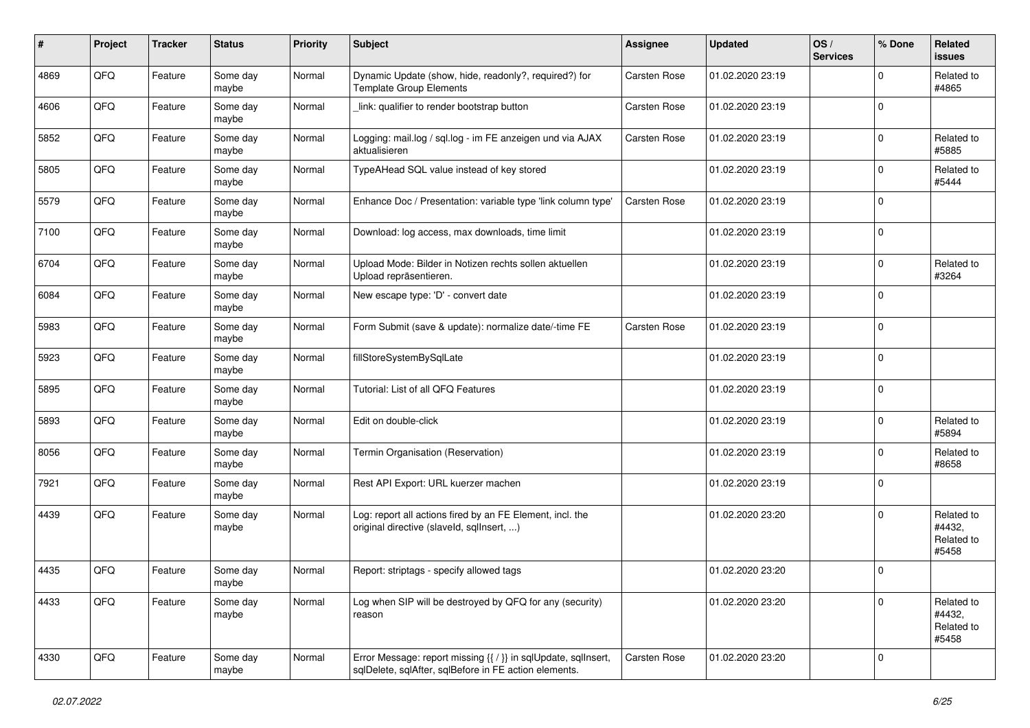| # | Project | Tracker | Status | Priority | Subject | Assignee | Updated | OS / Services | % Done | Related issues |
|---|---|---|---|---|---|---|---|---|---|---|
| 4869 | QFQ | Feature | Some day maybe | Normal | Dynamic Update (show, hide, readonly?, required?) for Template Group Elements | Carsten Rose | 01.02.2020 23:19 | | 0 | Related to #4865 |
| 4606 | QFQ | Feature | Some day maybe | Normal | _link: qualifier to render bootstrap button | Carsten Rose | 01.02.2020 23:19 | | 0 | |
| 5852 | QFQ | Feature | Some day maybe | Normal | Logging: mail.log / sql.log - im FE anzeigen und via AJAX aktualisieren | Carsten Rose | 01.02.2020 23:19 | | 0 | Related to #5885 |
| 5805 | QFQ | Feature | Some day maybe | Normal | TypeAHead SQL value instead of key stored | | 01.02.2020 23:19 | | 0 | Related to #5444 |
| 5579 | QFQ | Feature | Some day maybe | Normal | Enhance Doc / Presentation: variable type 'link column type' | Carsten Rose | 01.02.2020 23:19 | | 0 | |
| 7100 | QFQ | Feature | Some day maybe | Normal | Download: log access, max downloads, time limit | | 01.02.2020 23:19 | | 0 | |
| 6704 | QFQ | Feature | Some day maybe | Normal | Upload Mode: Bilder in Notizen rechts sollen aktuellen Upload repräsentieren. | | 01.02.2020 23:19 | | 0 | Related to #3264 |
| 6084 | QFQ | Feature | Some day maybe | Normal | New escape type: 'D' - convert date | | 01.02.2020 23:19 | | 0 | |
| 5983 | QFQ | Feature | Some day maybe | Normal | Form Submit (save & update): normalize date/-time FE | Carsten Rose | 01.02.2020 23:19 | | 0 | |
| 5923 | QFQ | Feature | Some day maybe | Normal | fillStoreSystemBySqlLate | | 01.02.2020 23:19 | | 0 | |
| 5895 | QFQ | Feature | Some day maybe | Normal | Tutorial: List of all QFQ Features | | 01.02.2020 23:19 | | 0 | |
| 5893 | QFQ | Feature | Some day maybe | Normal | Edit on double-click | | 01.02.2020 23:19 | | 0 | Related to #5894 |
| 8056 | QFQ | Feature | Some day maybe | Normal | Termin Organisation (Reservation) | | 01.02.2020 23:19 | | 0 | Related to #8658 |
| 7921 | QFQ | Feature | Some day maybe | Normal | Rest API Export: URL kuerzer machen | | 01.02.2020 23:19 | | 0 | |
| 4439 | QFQ | Feature | Some day maybe | Normal | Log: report all actions fired by an FE Element, incl. the original directive (slaveId, sqlInsert, ...) | | 01.02.2020 23:20 | | 0 | Related to #4432, Related to #5458 |
| 4435 | QFQ | Feature | Some day maybe | Normal | Report: striptags - specify allowed tags | | 01.02.2020 23:20 | | 0 | |
| 4433 | QFQ | Feature | Some day maybe | Normal | Log when SIP will be destroyed by QFQ for any (security) reason | | 01.02.2020 23:20 | | 0 | Related to #4432, Related to #5458 |
| 4330 | QFQ | Feature | Some day maybe | Normal | Error Message: report missing {{ / }} in sqlUpdate, sqlInsert, sqlDelete, sqlAfter, sqlBefore in FE action elements. | Carsten Rose | 01.02.2020 23:20 | | 0 | |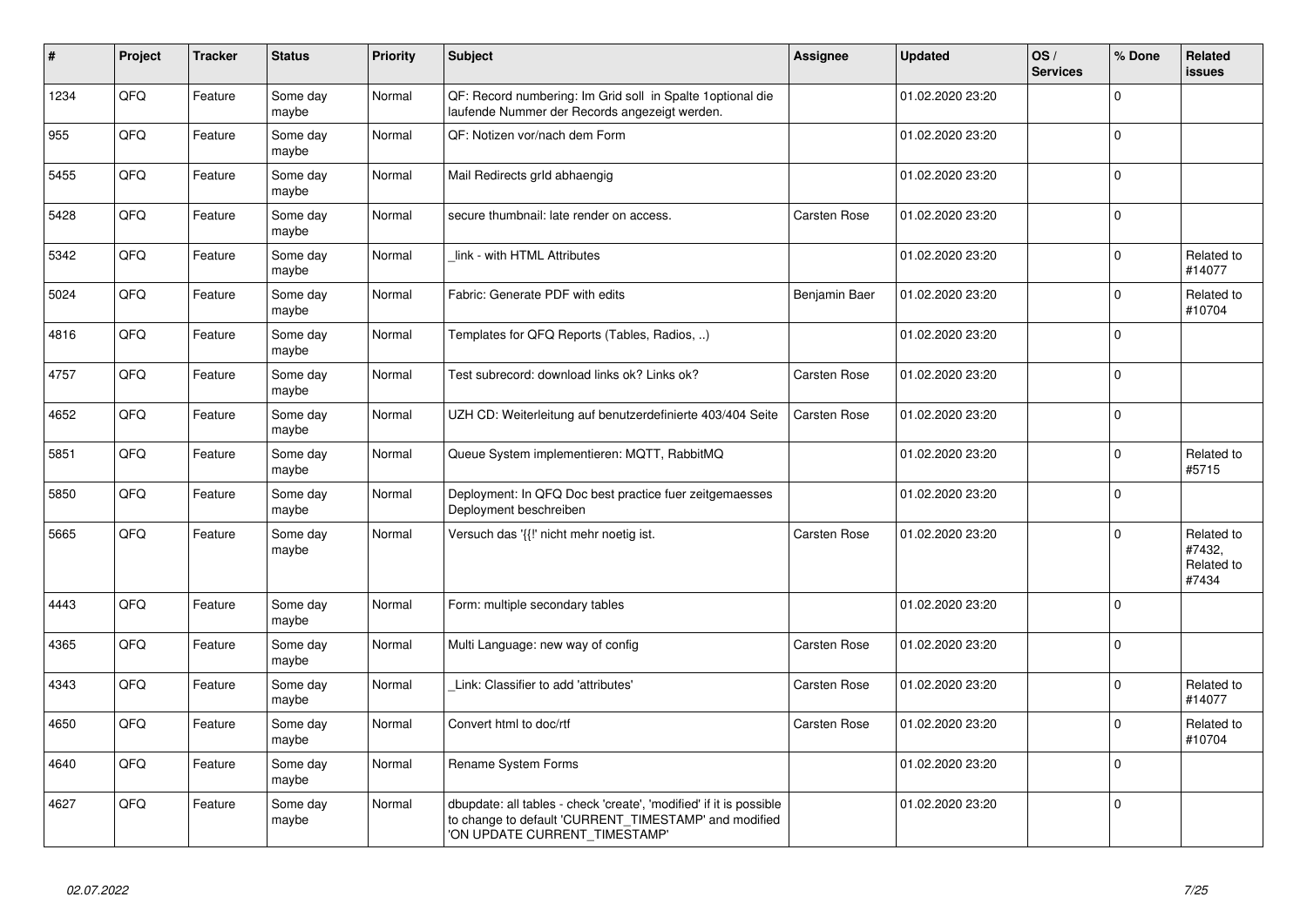| # | Project | Tracker | Status | Priority | Subject | Assignee | Updated | OS / Services | % Done | Related issues |
|---|---|---|---|---|---|---|---|---|---|---|
| 1234 | QFQ | Feature | Some day maybe | Normal | QF: Record numbering: Im Grid soll in Spalte 1optional die laufende Nummer der Records angezeigt werden. | | 01.02.2020 23:20 | | 0 | |
| 955 | QFQ | Feature | Some day maybe | Normal | QF: Notizen vor/nach dem Form | | 01.02.2020 23:20 | | 0 | |
| 5455 | QFQ | Feature | Some day maybe | Normal | Mail Redirects grId abhaengig | | 01.02.2020 23:20 | | 0 | |
| 5428 | QFQ | Feature | Some day maybe | Normal | secure thumbnail: late render on access. | Carsten Rose | 01.02.2020 23:20 | | 0 | |
| 5342 | QFQ | Feature | Some day maybe | Normal | _link - with HTML Attributes | | 01.02.2020 23:20 | | 0 | Related to #14077 |
| 5024 | QFQ | Feature | Some day maybe | Normal | Fabric: Generate PDF with edits | Benjamin Baer | 01.02.2020 23:20 | | 0 | Related to #10704 |
| 4816 | QFQ | Feature | Some day maybe | Normal | Templates for QFQ Reports (Tables, Radios, ..) | | 01.02.2020 23:20 | | 0 | |
| 4757 | QFQ | Feature | Some day maybe | Normal | Test subrecord: download links ok? Links ok? | Carsten Rose | 01.02.2020 23:20 | | 0 | |
| 4652 | QFQ | Feature | Some day maybe | Normal | UZH CD: Weiterleitung auf benutzerdefinierte 403/404 Seite | Carsten Rose | 01.02.2020 23:20 | | 0 | |
| 5851 | QFQ | Feature | Some day maybe | Normal | Queue System implementieren: MQTT, RabbitMQ | | 01.02.2020 23:20 | | 0 | Related to #5715 |
| 5850 | QFQ | Feature | Some day maybe | Normal | Deployment: In QFQ Doc best practice fuer zeitgemaesses Deployment beschreiben | | 01.02.2020 23:20 | | 0 | |
| 5665 | QFQ | Feature | Some day maybe | Normal | Versuch das '{{!' nicht mehr noetig ist. | Carsten Rose | 01.02.2020 23:20 | | 0 | Related to #7432, Related to #7434 |
| 4443 | QFQ | Feature | Some day maybe | Normal | Form: multiple secondary tables | | 01.02.2020 23:20 | | 0 | |
| 4365 | QFQ | Feature | Some day maybe | Normal | Multi Language: new way of config | Carsten Rose | 01.02.2020 23:20 | | 0 | |
| 4343 | QFQ | Feature | Some day maybe | Normal | _Link: Classifier to add 'attributes' | Carsten Rose | 01.02.2020 23:20 | | 0 | Related to #14077 |
| 4650 | QFQ | Feature | Some day maybe | Normal | Convert html to doc/rtf | Carsten Rose | 01.02.2020 23:20 | | 0 | Related to #10704 |
| 4640 | QFQ | Feature | Some day maybe | Normal | Rename System Forms | | 01.02.2020 23:20 | | 0 | |
| 4627 | QFQ | Feature | Some day maybe | Normal | dbupdate: all tables - check 'create', 'modified' if it is possible to change to default 'CURRENT_TIMESTAMP' and modified 'ON UPDATE CURRENT_TIMESTAMP' | | 01.02.2020 23:20 | | 0 | |

*02.07.2022*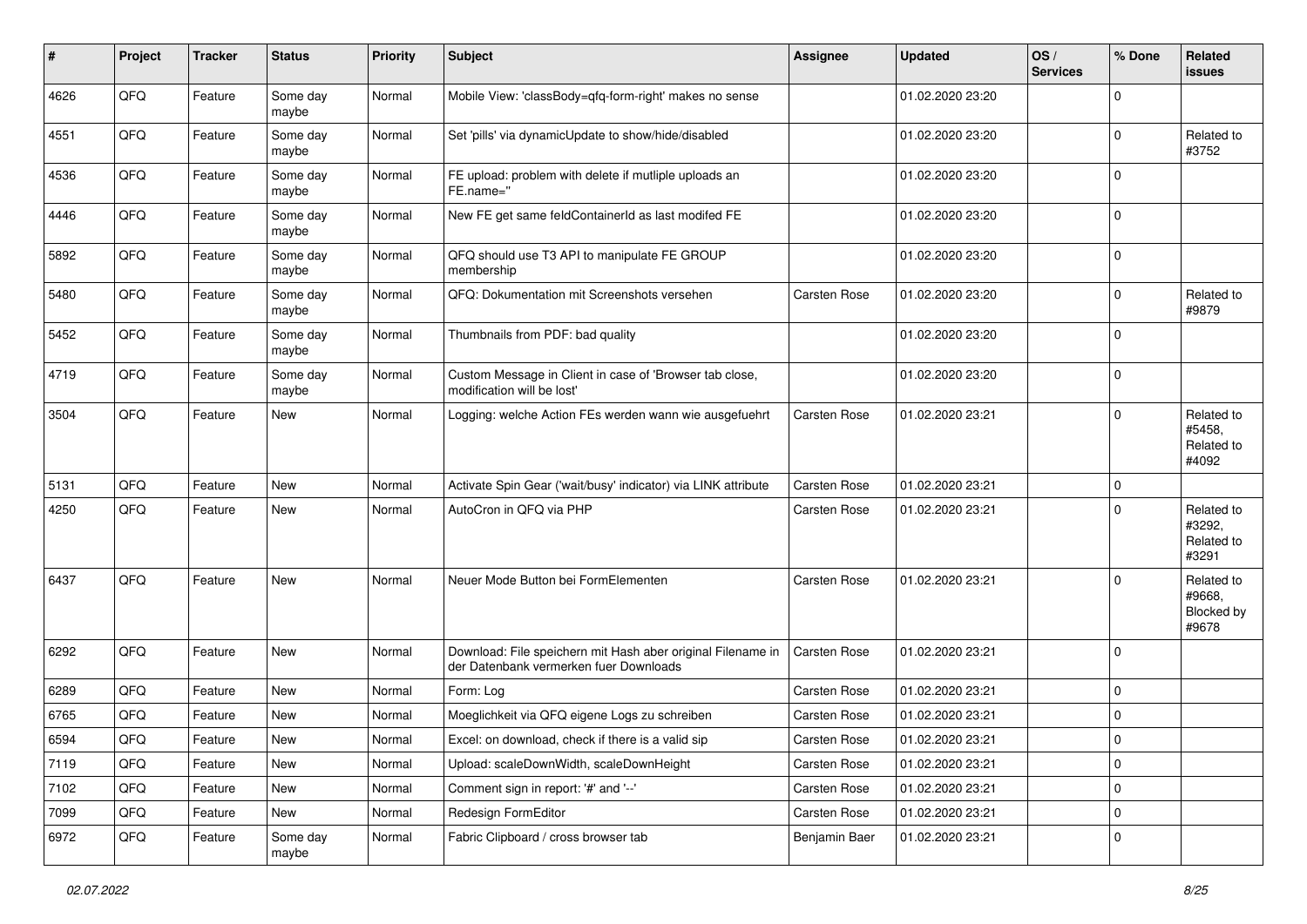| # | Project | Tracker | Status | Priority | Subject | Assignee | Updated | OS / Services | % Done | Related issues |
|---|---|---|---|---|---|---|---|---|---|---|
| 4626 | QFQ | Feature | Some day maybe | Normal | Mobile View: 'classBody=qfq-form-right' makes no sense | | 01.02.2020 23:20 | | 0 | |
| 4551 | QFQ | Feature | Some day maybe | Normal | Set 'pills' via dynamicUpdate to show/hide/disabled | | 01.02.2020 23:20 | | 0 | Related to #3752 |
| 4536 | QFQ | Feature | Some day maybe | Normal | FE upload: problem with delete if mutliple uploads an FE.name='' | | 01.02.2020 23:20 | | 0 | |
| 4446 | QFQ | Feature | Some day maybe | Normal | New FE get same feldContainerId as last modifed FE | | 01.02.2020 23:20 | | 0 | |
| 5892 | QFQ | Feature | Some day maybe | Normal | QFQ should use T3 API to manipulate FE GROUP membership | | 01.02.2020 23:20 | | 0 | |
| 5480 | QFQ | Feature | Some day maybe | Normal | QFQ: Dokumentation mit Screenshots versehen | Carsten Rose | 01.02.2020 23:20 | | 0 | Related to #9879 |
| 5452 | QFQ | Feature | Some day maybe | Normal | Thumbnails from PDF: bad quality | | 01.02.2020 23:20 | | 0 | |
| 4719 | QFQ | Feature | Some day maybe | Normal | Custom Message in Client in case of 'Browser tab close, modification will be lost' | | 01.02.2020 23:20 | | 0 | |
| 3504 | QFQ | Feature | New | Normal | Logging: welche Action FEs werden wann wie ausgefuehrt | Carsten Rose | 01.02.2020 23:21 | | 0 | Related to #5458, Related to #4092 |
| 5131 | QFQ | Feature | New | Normal | Activate Spin Gear ('wait/busy' indicator) via LINK attribute | Carsten Rose | 01.02.2020 23:21 | | 0 | |
| 4250 | QFQ | Feature | New | Normal | AutoCron in QFQ via PHP | Carsten Rose | 01.02.2020 23:21 | | 0 | Related to #3292, Related to #3291 |
| 6437 | QFQ | Feature | New | Normal | Neuer Mode Button bei FormElementen | Carsten Rose | 01.02.2020 23:21 | | 0 | Related to #9668, Blocked by #9678 |
| 6292 | QFQ | Feature | New | Normal | Download: File speichern mit Hash aber original Filename in der Datenbank vermerken fuer Downloads | Carsten Rose | 01.02.2020 23:21 | | 0 | |
| 6289 | QFQ | Feature | New | Normal | Form: Log | Carsten Rose | 01.02.2020 23:21 | | 0 | |
| 6765 | QFQ | Feature | New | Normal | Moeglichkeit via QFQ eigene Logs zu schreiben | Carsten Rose | 01.02.2020 23:21 | | 0 | |
| 6594 | QFQ | Feature | New | Normal | Excel: on download, check if there is a valid sip | Carsten Rose | 01.02.2020 23:21 | | 0 | |
| 7119 | QFQ | Feature | New | Normal | Upload: scaleDownWidth, scaleDownHeight | Carsten Rose | 01.02.2020 23:21 | | 0 | |
| 7102 | QFQ | Feature | New | Normal | Comment sign in report: '#' and '--' | Carsten Rose | 01.02.2020 23:21 | | 0 | |
| 7099 | QFQ | Feature | New | Normal | Redesign FormEditor | Carsten Rose | 01.02.2020 23:21 | | 0 | |
| 6972 | QFQ | Feature | Some day maybe | Normal | Fabric Clipboard / cross browser tab | Benjamin Baer | 01.02.2020 23:21 | | 0 | |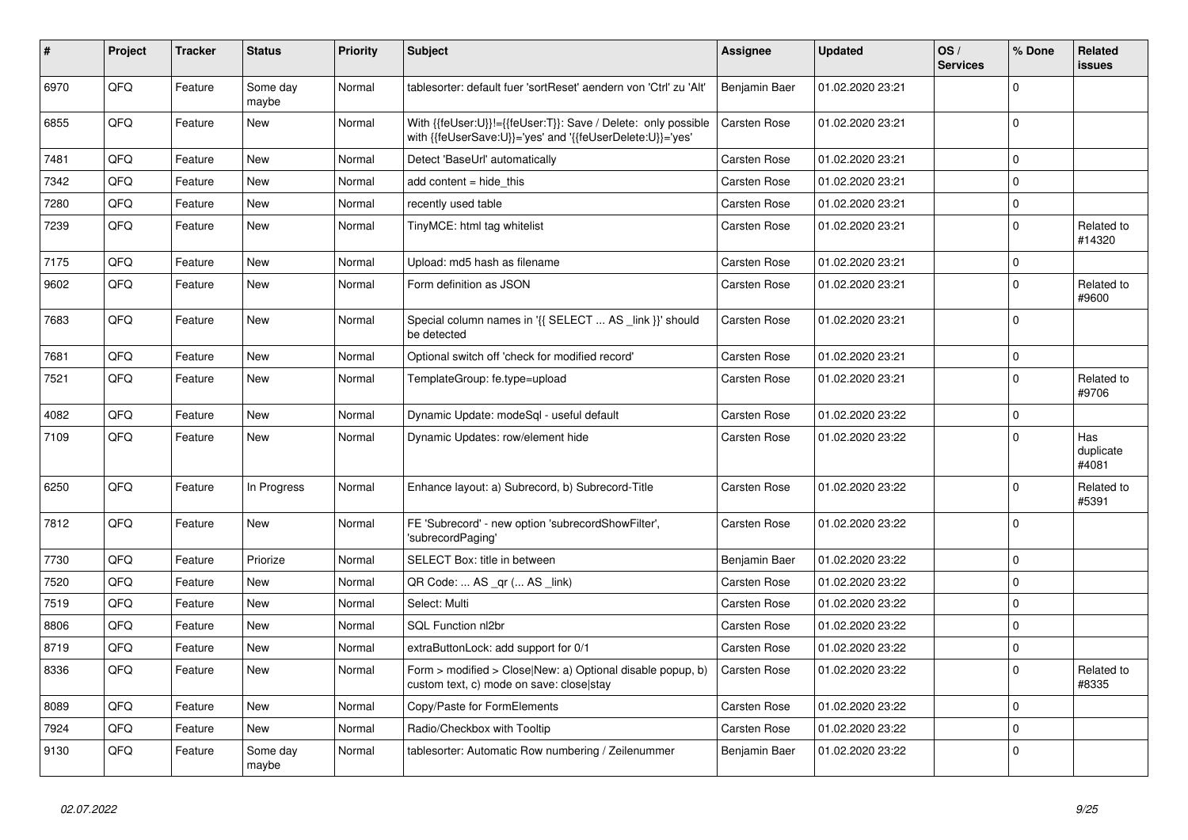| # | Project | Tracker | Status | Priority | Subject | Assignee | Updated | OS / Services | % Done | Related issues |
|---|---|---|---|---|---|---|---|---|---|---|
| 6970 | QFQ | Feature | Some day maybe | Normal | tablesorter: default fuer 'sortReset' aendern von 'Ctrl' zu 'Alt' | Benjamin Baer | 01.02.2020 23:21 | | 0 | |
| 6855 | QFQ | Feature | New | Normal | With {{feUser:U}}!={{feUser:T}}: Save / Delete: only possible with {{feUserSave:U}}='yes' and '{{feUserDelete:U}}='yes' | Carsten Rose | 01.02.2020 23:21 | | 0 | |
| 7481 | QFQ | Feature | New | Normal | Detect 'BaseUrl' automatically | Carsten Rose | 01.02.2020 23:21 | | 0 | |
| 7342 | QFQ | Feature | New | Normal | add content = hide_this | Carsten Rose | 01.02.2020 23:21 | | 0 | |
| 7280 | QFQ | Feature | New | Normal | recently used table | Carsten Rose | 01.02.2020 23:21 | | 0 | |
| 7239 | QFQ | Feature | New | Normal | TinyMCE: html tag whitelist | Carsten Rose | 01.02.2020 23:21 | | 0 | Related to #14320 |
| 7175 | QFQ | Feature | New | Normal | Upload: md5 hash as filename | Carsten Rose | 01.02.2020 23:21 | | 0 | |
| 9602 | QFQ | Feature | New | Normal | Form definition as JSON | Carsten Rose | 01.02.2020 23:21 | | 0 | Related to #9600 |
| 7683 | QFQ | Feature | New | Normal | Special column names in '{{ SELECT ... AS _link }}' should be detected | Carsten Rose | 01.02.2020 23:21 | | 0 | |
| 7681 | QFQ | Feature | New | Normal | Optional switch off 'check for modified record' | Carsten Rose | 01.02.2020 23:21 | | 0 | |
| 7521 | QFQ | Feature | New | Normal | TemplateGroup: fe.type=upload | Carsten Rose | 01.02.2020 23:21 | | 0 | Related to #9706 |
| 4082 | QFQ | Feature | New | Normal | Dynamic Update: modeSql - useful default | Carsten Rose | 01.02.2020 23:22 | | 0 | |
| 7109 | QFQ | Feature | New | Normal | Dynamic Updates: row/element hide | Carsten Rose | 01.02.2020 23:22 | | 0 | Has duplicate #4081 |
| 6250 | QFQ | Feature | In Progress | Normal | Enhance layout: a) Subrecord, b) Subrecord-Title | Carsten Rose | 01.02.2020 23:22 | | 0 | Related to #5391 |
| 7812 | QFQ | Feature | New | Normal | FE 'Subrecord' - new option 'subrecordShowFilter', 'subrecordPaging' | Carsten Rose | 01.02.2020 23:22 | | 0 | |
| 7730 | QFQ | Feature | Priorize | Normal | SELECT Box: title in between | Benjamin Baer | 01.02.2020 23:22 | | 0 | |
| 7520 | QFQ | Feature | New | Normal | QR Code: ... AS _qr (... AS _link) | Carsten Rose | 01.02.2020 23:22 | | 0 | |
| 7519 | QFQ | Feature | New | Normal | Select: Multi | Carsten Rose | 01.02.2020 23:22 | | 0 | |
| 8806 | QFQ | Feature | New | Normal | SQL Function nl2br | Carsten Rose | 01.02.2020 23:22 | | 0 | |
| 8719 | QFQ | Feature | New | Normal | extraButtonLock: add support for 0/1 | Carsten Rose | 01.02.2020 23:22 | | 0 | |
| 8336 | QFQ | Feature | New | Normal | Form > modified > Close\|New: a) Optional disable popup, b) custom text, c) mode on save: close\|stay | Carsten Rose | 01.02.2020 23:22 | | 0 | Related to #8335 |
| 8089 | QFQ | Feature | New | Normal | Copy/Paste for FormElements | Carsten Rose | 01.02.2020 23:22 | | 0 | |
| 7924 | QFQ | Feature | New | Normal | Radio/Checkbox with Tooltip | Carsten Rose | 01.02.2020 23:22 | | 0 | |
| 9130 | QFQ | Feature | Some day maybe | Normal | tablesorter: Automatic Row numbering / Zeilenummer | Benjamin Baer | 01.02.2020 23:22 | | 0 | |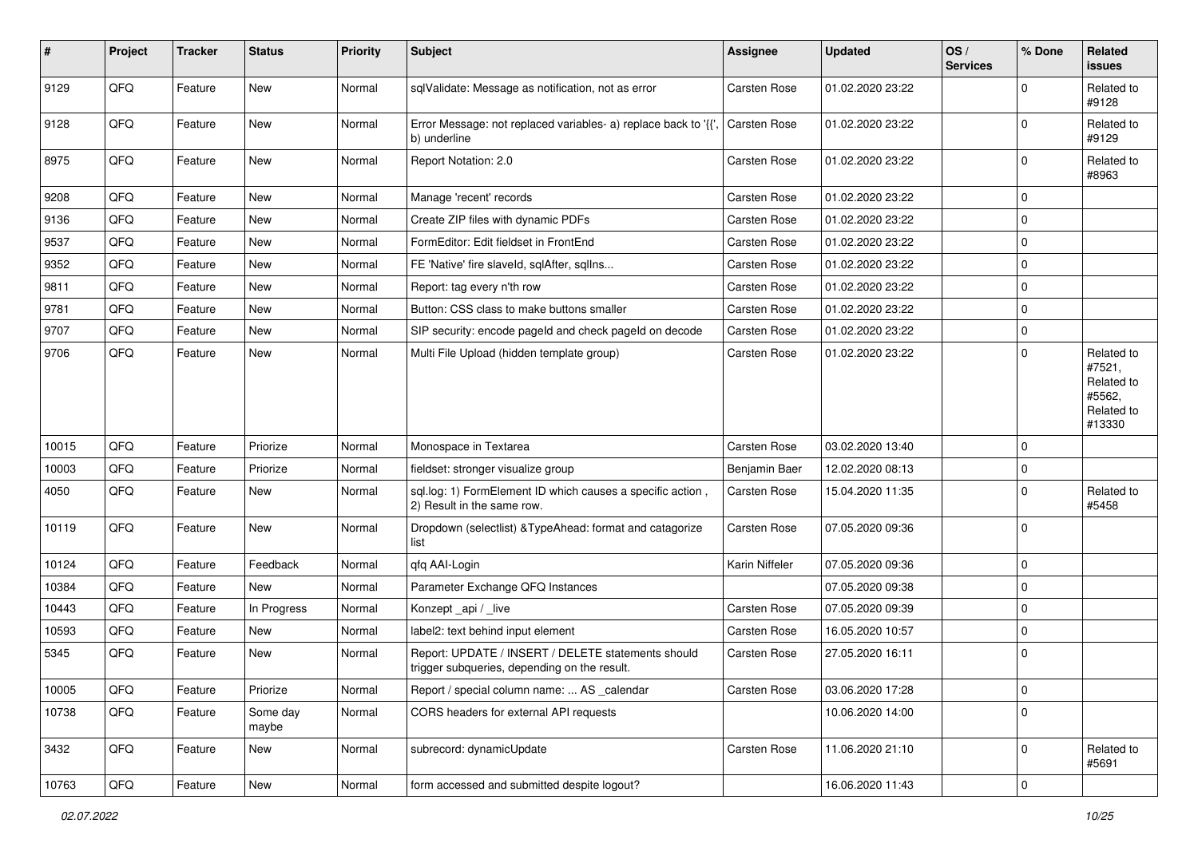| # | Project | Tracker | Status | Priority | Subject | Assignee | Updated | OS / Services | % Done | Related issues |
|---|---|---|---|---|---|---|---|---|---|---|
| 9129 | QFQ | Feature | New | Normal | sqlValidate: Message as notification, not as error | Carsten Rose | 01.02.2020 23:22 | | 0 | Related to #9128 |
| 9128 | QFQ | Feature | New | Normal | Error Message: not replaced variables- a) replace back to '{{', b) underline | Carsten Rose | 01.02.2020 23:22 | | 0 | Related to #9129 |
| 8975 | QFQ | Feature | New | Normal | Report Notation: 2.0 | Carsten Rose | 01.02.2020 23:22 | | 0 | Related to #8963 |
| 9208 | QFQ | Feature | New | Normal | Manage 'recent' records | Carsten Rose | 01.02.2020 23:22 | | 0 | |
| 9136 | QFQ | Feature | New | Normal | Create ZIP files with dynamic PDFs | Carsten Rose | 01.02.2020 23:22 | | 0 | |
| 9537 | QFQ | Feature | New | Normal | FormEditor: Edit fieldset in FrontEnd | Carsten Rose | 01.02.2020 23:22 | | 0 | |
| 9352 | QFQ | Feature | New | Normal | FE 'Native' fire slaveId, sqlAfter, sqlIns... | Carsten Rose | 01.02.2020 23:22 | | 0 | |
| 9811 | QFQ | Feature | New | Normal | Report: tag every n'th row | Carsten Rose | 01.02.2020 23:22 | | 0 | |
| 9781 | QFQ | Feature | New | Normal | Button: CSS class to make buttons smaller | Carsten Rose | 01.02.2020 23:22 | | 0 | |
| 9707 | QFQ | Feature | New | Normal | SIP security: encode pageId and check pageId on decode | Carsten Rose | 01.02.2020 23:22 | | 0 | |
| 9706 | QFQ | Feature | New | Normal | Multi File Upload (hidden template group) | Carsten Rose | 01.02.2020 23:22 | | 0 | Related to #7521, Related to #5562, Related to #13330 |
| 10015 | QFQ | Feature | Priorize | Normal | Monospace in Textarea | Carsten Rose | 03.02.2020 13:40 | | 0 | |
| 10003 | QFQ | Feature | Priorize | Normal | fieldset: stronger visualize group | Benjamin Baer | 12.02.2020 08:13 | | 0 | |
| 4050 | QFQ | Feature | New | Normal | sql.log: 1) FormElement ID which causes a specific action , 2) Result in the same row. | Carsten Rose | 15.04.2020 11:35 | | 0 | Related to #5458 |
| 10119 | QFQ | Feature | New | Normal | Dropdown (selectlist) &TypeAhead: format and catagorize list | Carsten Rose | 07.05.2020 09:36 | | 0 | |
| 10124 | QFQ | Feature | Feedback | Normal | qfq AAI-Login | Karin Niffeler | 07.05.2020 09:36 | | 0 | |
| 10384 | QFQ | Feature | New | Normal | Parameter Exchange QFQ Instances | | 07.05.2020 09:38 | | 0 | |
| 10443 | QFQ | Feature | In Progress | Normal | Konzept _api / _live | Carsten Rose | 07.05.2020 09:39 | | 0 | |
| 10593 | QFQ | Feature | New | Normal | label2: text behind input element | Carsten Rose | 16.05.2020 10:57 | | 0 | |
| 5345 | QFQ | Feature | New | Normal | Report: UPDATE / INSERT / DELETE statements should trigger subqueries, depending on the result. | Carsten Rose | 27.05.2020 16:11 | | 0 | |
| 10005 | QFQ | Feature | Priorize | Normal | Report / special column name: ... AS _calendar | Carsten Rose | 03.06.2020 17:28 | | 0 | |
| 10738 | QFQ | Feature | Some day maybe | Normal | CORS headers for external API requests | | 10.06.2020 14:00 | | 0 | |
| 3432 | QFQ | Feature | New | Normal | subrecord: dynamicUpdate | Carsten Rose | 11.06.2020 21:10 | | 0 | Related to #5691 |
| 10763 | QFQ | Feature | New | Normal | form accessed and submitted despite logout? | | 16.06.2020 11:43 | | 0 | |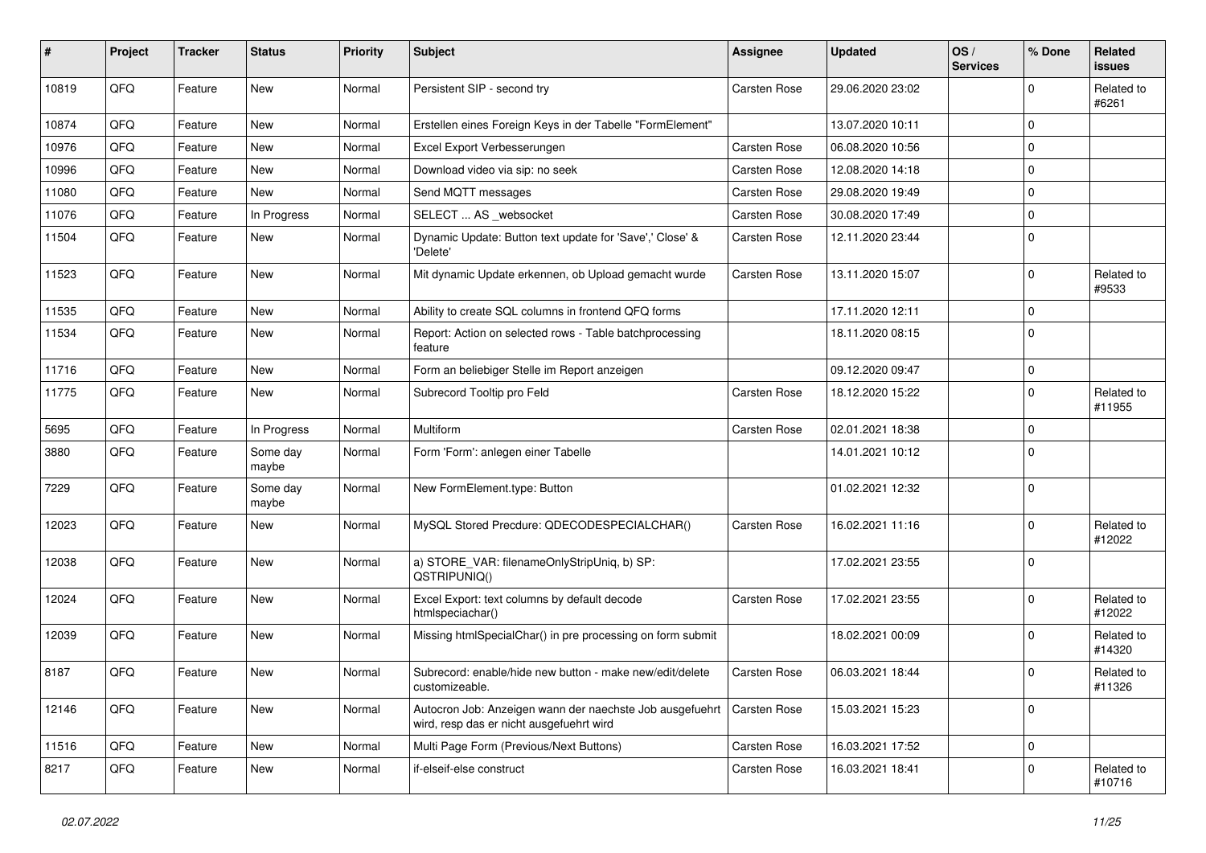| # | Project | Tracker | Status | Priority | Subject | Assignee | Updated | OS / Services | % Done | Related issues |
|---|---|---|---|---|---|---|---|---|---|---|
| 10819 | QFQ | Feature | New | Normal | Persistent SIP - second try | Carsten Rose | 29.06.2020 23:02 | | 0 | Related to #6261 |
| 10874 | QFQ | Feature | New | Normal | Erstellen eines Foreign Keys in der Tabelle "FormElement" | | 13.07.2020 10:11 | | 0 | |
| 10976 | QFQ | Feature | New | Normal | Excel Export Verbesserungen | Carsten Rose | 06.08.2020 10:56 | | 0 | |
| 10996 | QFQ | Feature | New | Normal | Download video via sip: no seek | Carsten Rose | 12.08.2020 14:18 | | 0 | |
| 11080 | QFQ | Feature | New | Normal | Send MQTT messages | Carsten Rose | 29.08.2020 19:49 | | 0 | |
| 11076 | QFQ | Feature | In Progress | Normal | SELECT ... AS _websocket | Carsten Rose | 30.08.2020 17:49 | | 0 | |
| 11504 | QFQ | Feature | New | Normal | Dynamic Update: Button text update for 'Save',' Close' & 'Delete' | Carsten Rose | 12.11.2020 23:44 | | 0 | |
| 11523 | QFQ | Feature | New | Normal | Mit dynamic Update erkennen, ob Upload gemacht wurde | Carsten Rose | 13.11.2020 15:07 | | 0 | Related to #9533 |
| 11535 | QFQ | Feature | New | Normal | Ability to create SQL columns in frontend QFQ forms | | 17.11.2020 12:11 | | 0 | |
| 11534 | QFQ | Feature | New | Normal | Report: Action on selected rows - Table batchprocessing feature | | 18.11.2020 08:15 | | 0 | |
| 11716 | QFQ | Feature | New | Normal | Form an beliebiger Stelle im Report anzeigen | | 09.12.2020 09:47 | | 0 | |
| 11775 | QFQ | Feature | New | Normal | Subrecord Tooltip pro Feld | Carsten Rose | 18.12.2020 15:22 | | 0 | Related to #11955 |
| 5695 | QFQ | Feature | In Progress | Normal | Multiform | Carsten Rose | 02.01.2021 18:38 | | 0 | |
| 3880 | QFQ | Feature | Some day maybe | Normal | Form 'Form': anlegen einer Tabelle | | 14.01.2021 10:12 | | 0 | |
| 7229 | QFQ | Feature | Some day maybe | Normal | New FormElement.type: Button | | 01.02.2021 12:32 | | 0 | |
| 12023 | QFQ | Feature | New | Normal | MySQL Stored Precdure: QDECODESPECIALCHAR() | Carsten Rose | 16.02.2021 11:16 | | 0 | Related to #12022 |
| 12038 | QFQ | Feature | New | Normal | a) STORE_VAR: filenameOnlyStripUniq, b) SP: QSTRIPUNIQ() | | 17.02.2021 23:55 | | 0 | |
| 12024 | QFQ | Feature | New | Normal | Excel Export: text columns by default decode htmlspeciachar() | Carsten Rose | 17.02.2021 23:55 | | 0 | Related to #12022 |
| 12039 | QFQ | Feature | New | Normal | Missing htmlSpecialChar() in pre processing on form submit | | 18.02.2021 00:09 | | 0 | Related to #14320 |
| 8187 | QFQ | Feature | New | Normal | Subrecord: enable/hide new button - make new/edit/delete customizeable. | Carsten Rose | 06.03.2021 18:44 | | 0 | Related to #11326 |
| 12146 | QFQ | Feature | New | Normal | Autocron Job: Anzeigen wann der naechste Job ausgefuehrt wird, resp das er nicht ausgefuehrt wird | Carsten Rose | 15.03.2021 15:23 | | 0 | |
| 11516 | QFQ | Feature | New | Normal | Multi Page Form (Previous/Next Buttons) | Carsten Rose | 16.03.2021 17:52 | | 0 | |
| 8217 | QFQ | Feature | New | Normal | if-elseif-else construct | Carsten Rose | 16.03.2021 18:41 | | 0 | Related to #10716 |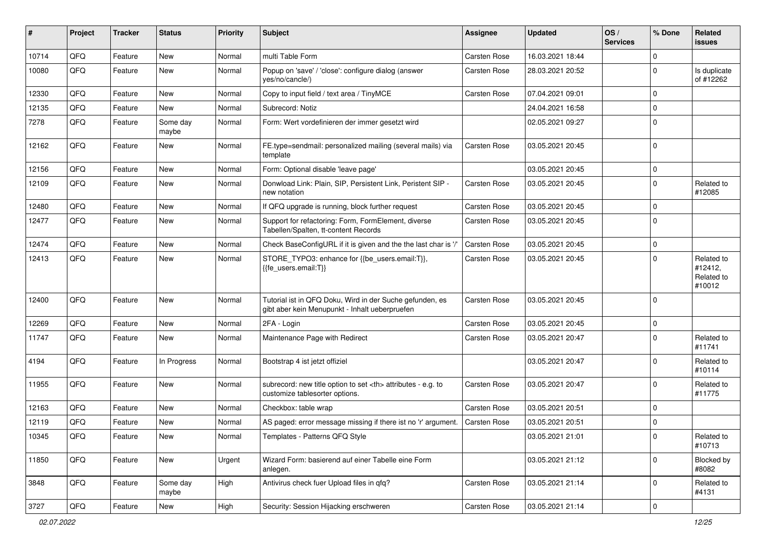| # | Project | Tracker | Status | Priority | Subject | Assignee | Updated | OS / Services | % Done | Related issues |
|---|---|---|---|---|---|---|---|---|---|---|
| 10714 | QFQ | Feature | New | Normal | multi Table Form | Carsten Rose | 16.03.2021 18:44 | | 0 | |
| 10080 | QFQ | Feature | New | Normal | Popup on 'save' / 'close': configure dialog (answer yes/no/cancle/) | Carsten Rose | 28.03.2021 20:52 | | 0 | Is duplicate of #12262 |
| 12330 | QFQ | Feature | New | Normal | Copy to input field / text area / TinyMCE | Carsten Rose | 07.04.2021 09:01 | | 0 | |
| 12135 | QFQ | Feature | New | Normal | Subrecord: Notiz | | 24.04.2021 16:58 | | 0 | |
| 7278 | QFQ | Feature | Some day maybe | Normal | Form: Wert vordefinieren der immer gesetzt wird | | 02.05.2021 09:27 | | 0 | |
| 12162 | QFQ | Feature | New | Normal | FE.type=sendmail: personalized mailing (several mails) via template | Carsten Rose | 03.05.2021 20:45 | | 0 | |
| 12156 | QFQ | Feature | New | Normal | Form: Optional disable 'leave page' | | 03.05.2021 20:45 | | 0 | |
| 12109 | QFQ | Feature | New | Normal | Donwload Link: Plain, SIP, Persistent Link, Peristent SIP - new notation | Carsten Rose | 03.05.2021 20:45 | | 0 | Related to #12085 |
| 12480 | QFQ | Feature | New | Normal | If QFQ upgrade is running, block further request | Carsten Rose | 03.05.2021 20:45 | | 0 | |
| 12477 | QFQ | Feature | New | Normal | Support for refactoring: Form, FormElement, diverse Tabellen/Spalten, tt-content Records | Carsten Rose | 03.05.2021 20:45 | | 0 | |
| 12474 | QFQ | Feature | New | Normal | Check BaseConfigURL if it is given and the the last char is '/' | Carsten Rose | 03.05.2021 20:45 | | 0 | |
| 12413 | QFQ | Feature | New | Normal | STORE_TYPO3: enhance for {{be_users.email:T}}, {{fe_users.email:T}} | Carsten Rose | 03.05.2021 20:45 | | 0 | Related to #12412, Related to #10012 |
| 12400 | QFQ | Feature | New | Normal | Tutorial ist in QFQ Doku, Wird in der Suche gefunden, es gibt aber kein Menupunkt - Inhalt ueberpruefen | Carsten Rose | 03.05.2021 20:45 | | 0 | |
| 12269 | QFQ | Feature | New | Normal | 2FA - Login | Carsten Rose | 03.05.2021 20:45 | | 0 | |
| 11747 | QFQ | Feature | New | Normal | Maintenance Page with Redirect | Carsten Rose | 03.05.2021 20:47 | | 0 | Related to #11741 |
| 4194 | QFQ | Feature | In Progress | Normal | Bootstrap 4 ist jetzt offiziel | | 03.05.2021 20:47 | | 0 | Related to #10114 |
| 11955 | QFQ | Feature | New | Normal | subrecord: new title option to set <th> attributes - e.g. to customize tablesorter options. | Carsten Rose | 03.05.2021 20:47 | | 0 | Related to #11775 |
| 12163 | QFQ | Feature | New | Normal | Checkbox: table wrap | Carsten Rose | 03.05.2021 20:51 | | 0 | |
| 12119 | QFQ | Feature | New | Normal | AS paged: error message missing if there ist no 'r' argument. | Carsten Rose | 03.05.2021 20:51 | | 0 | |
| 10345 | QFQ | Feature | New | Normal | Templates - Patterns QFQ Style | | 03.05.2021 21:01 | | 0 | Related to #10713 |
| 11850 | QFQ | Feature | New | Urgent | Wizard Form: basierend auf einer Tabelle eine Form anlegen. | | 03.05.2021 21:12 | | 0 | Blocked by #8082 |
| 3848 | QFQ | Feature | Some day maybe | High | Antivirus check fuer Upload files in qfq? | Carsten Rose | 03.05.2021 21:14 | | 0 | Related to #4131 |
| 3727 | QFQ | Feature | New | High | Security: Session Hijacking erschweren | Carsten Rose | 03.05.2021 21:14 | | 0 | |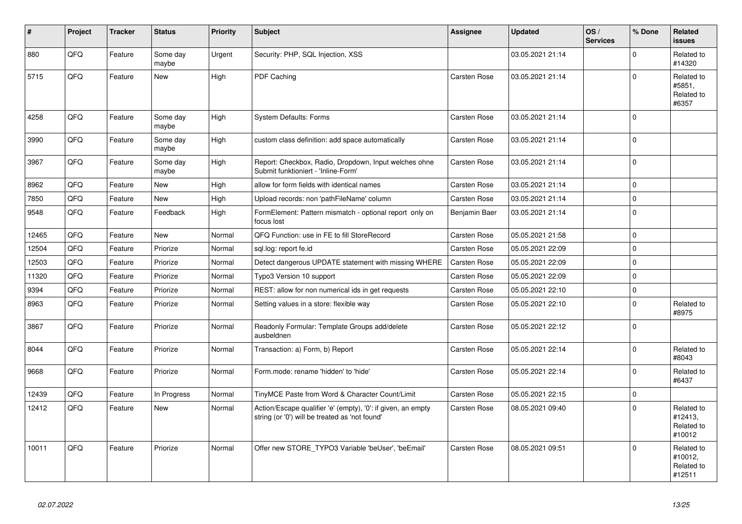| # | Project | Tracker | Status | Priority | Subject | Assignee | Updated | OS / Services | % Done | Related issues |
|---|---|---|---|---|---|---|---|---|---|---|
| 880 | QFQ | Feature | Some day maybe | Urgent | Security: PHP, SQL Injection, XSS | | 03.05.2021 21:14 | | 0 | Related to #14320 |
| 5715 | QFQ | Feature | New | High | PDF Caching | Carsten Rose | 03.05.2021 21:14 | | 0 | Related to #5851, Related to #6357 |
| 4258 | QFQ | Feature | Some day maybe | High | System Defaults: Forms | Carsten Rose | 03.05.2021 21:14 | | 0 | |
| 3990 | QFQ | Feature | Some day maybe | High | custom class definition: add space automatically | Carsten Rose | 03.05.2021 21:14 | | 0 | |
| 3967 | QFQ | Feature | Some day maybe | High | Report: Checkbox, Radio, Dropdown, Input welches ohne Submit funktioniert - 'Inline-Form' | Carsten Rose | 03.05.2021 21:14 | | 0 | |
| 8962 | QFQ | Feature | New | High | allow for form fields with identical names | Carsten Rose | 03.05.2021 21:14 | | 0 | |
| 7850 | QFQ | Feature | New | High | Upload records: non 'pathFileName' column | Carsten Rose | 03.05.2021 21:14 | | 0 | |
| 9548 | QFQ | Feature | Feedback | High | FormElement: Pattern mismatch - optional report only on focus lost | Benjamin Baer | 03.05.2021 21:14 | | 0 | |
| 12465 | QFQ | Feature | New | Normal | QFQ Function: use in FE to fill StoreRecord | Carsten Rose | 05.05.2021 21:58 | | 0 | |
| 12504 | QFQ | Feature | Priorize | Normal | sql.log: report fe.id | Carsten Rose | 05.05.2021 22:09 | | 0 | |
| 12503 | QFQ | Feature | Priorize | Normal | Detect dangerous UPDATE statement with missing WHERE | Carsten Rose | 05.05.2021 22:09 | | 0 | |
| 11320 | QFQ | Feature | Priorize | Normal | Typo3 Version 10 support | Carsten Rose | 05.05.2021 22:09 | | 0 | |
| 9394 | QFQ | Feature | Priorize | Normal | REST: allow for non numerical ids in get requests | Carsten Rose | 05.05.2021 22:10 | | 0 | |
| 8963 | QFQ | Feature | Priorize | Normal | Setting values in a store: flexible way | Carsten Rose | 05.05.2021 22:10 | | 0 | Related to #8975 |
| 3867 | QFQ | Feature | Priorize | Normal | Readonly Formular: Template Groups add/delete ausbeldnen | Carsten Rose | 05.05.2021 22:12 | | 0 | |
| 8044 | QFQ | Feature | Priorize | Normal | Transaction: a) Form, b) Report | Carsten Rose | 05.05.2021 22:14 | | 0 | Related to #8043 |
| 9668 | QFQ | Feature | Priorize | Normal | Form.mode: rename 'hidden' to 'hide' | Carsten Rose | 05.05.2021 22:14 | | 0 | Related to #6437 |
| 12439 | QFQ | Feature | In Progress | Normal | TinyMCE Paste from Word & Character Count/Limit | Carsten Rose | 05.05.2021 22:15 | | 0 | |
| 12412 | QFQ | Feature | New | Normal | Action/Escape qualifier 'e' (empty), '0': if given, an empty string (or '0') will be treated as 'not found' | Carsten Rose | 08.05.2021 09:40 | | 0 | Related to #12413, Related to #10012 |
| 10011 | QFQ | Feature | Priorize | Normal | Offer new STORE_TYPO3 Variable 'beUser', 'beEmail' | Carsten Rose | 08.05.2021 09:51 | | 0 | Related to #10012, Related to #12511 |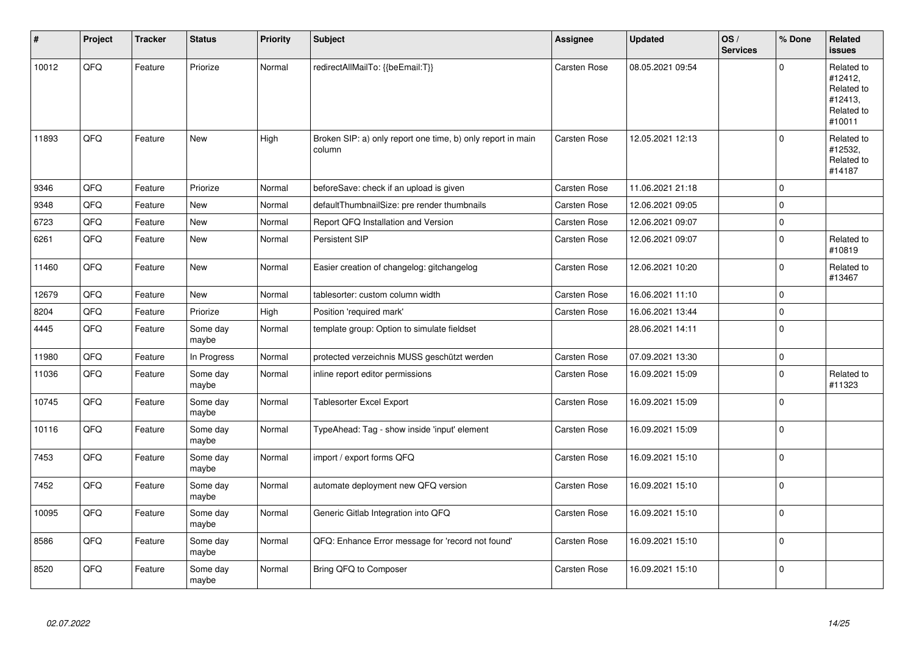| # | Project | Tracker | Status | Priority | Subject | Assignee | Updated | OS / Services | % Done | Related issues |
|---|---|---|---|---|---|---|---|---|---|---|
| 10012 | QFQ | Feature | Priorize | Normal | redirectAllMailTo: {{beEmail:T}} | Carsten Rose | 08.05.2021 09:54 | | 0 | Related to #12412, Related to #12413, Related to #10011 |
| 11893 | QFQ | Feature | New | High | Broken SIP: a) only report one time, b) only report in main column | Carsten Rose | 12.05.2021 12:13 | | 0 | Related to #12532, Related to #14187 |
| 9346 | QFQ | Feature | Priorize | Normal | beforeSave: check if an upload is given | Carsten Rose | 11.06.2021 21:18 | | 0 | |
| 9348 | QFQ | Feature | New | Normal | defaultThumbnailSize: pre render thumbnails | Carsten Rose | 12.06.2021 09:05 | | 0 | |
| 6723 | QFQ | Feature | New | Normal | Report QFQ Installation and Version | Carsten Rose | 12.06.2021 09:07 | | 0 | |
| 6261 | QFQ | Feature | New | Normal | Persistent SIP | Carsten Rose | 12.06.2021 09:07 | | 0 | Related to #10819 |
| 11460 | QFQ | Feature | New | Normal | Easier creation of changelog: gitchangelog | Carsten Rose | 12.06.2021 10:20 | | 0 | Related to #13467 |
| 12679 | QFQ | Feature | New | Normal | tablesorter: custom column width | Carsten Rose | 16.06.2021 11:10 | | 0 | |
| 8204 | QFQ | Feature | Priorize | High | Position 'required mark' | Carsten Rose | 16.06.2021 13:44 | | 0 | |
| 4445 | QFQ | Feature | Some day maybe | Normal | template group: Option to simulate fieldset | | 28.06.2021 14:11 | | 0 | |
| 11980 | QFQ | Feature | In Progress | Normal | protected verzeichnis MUSS geschützt werden | Carsten Rose | 07.09.2021 13:30 | | 0 | |
| 11036 | QFQ | Feature | Some day maybe | Normal | inline report editor permissions | Carsten Rose | 16.09.2021 15:09 | | 0 | Related to #11323 |
| 10745 | QFQ | Feature | Some day maybe | Normal | Tablesorter Excel Export | Carsten Rose | 16.09.2021 15:09 | | 0 | |
| 10116 | QFQ | Feature | Some day maybe | Normal | TypeAhead: Tag - show inside 'input' element | Carsten Rose | 16.09.2021 15:09 | | 0 | |
| 7453 | QFQ | Feature | Some day maybe | Normal | import / export forms QFQ | Carsten Rose | 16.09.2021 15:10 | | 0 | |
| 7452 | QFQ | Feature | Some day maybe | Normal | automate deployment new QFQ version | Carsten Rose | 16.09.2021 15:10 | | 0 | |
| 10095 | QFQ | Feature | Some day maybe | Normal | Generic Gitlab Integration into QFQ | Carsten Rose | 16.09.2021 15:10 | | 0 | |
| 8586 | QFQ | Feature | Some day maybe | Normal | QFQ: Enhance Error message for 'record not found' | Carsten Rose | 16.09.2021 15:10 | | 0 | |
| 8520 | QFQ | Feature | Some day maybe | Normal | Bring QFQ to Composer | Carsten Rose | 16.09.2021 15:10 | | 0 | |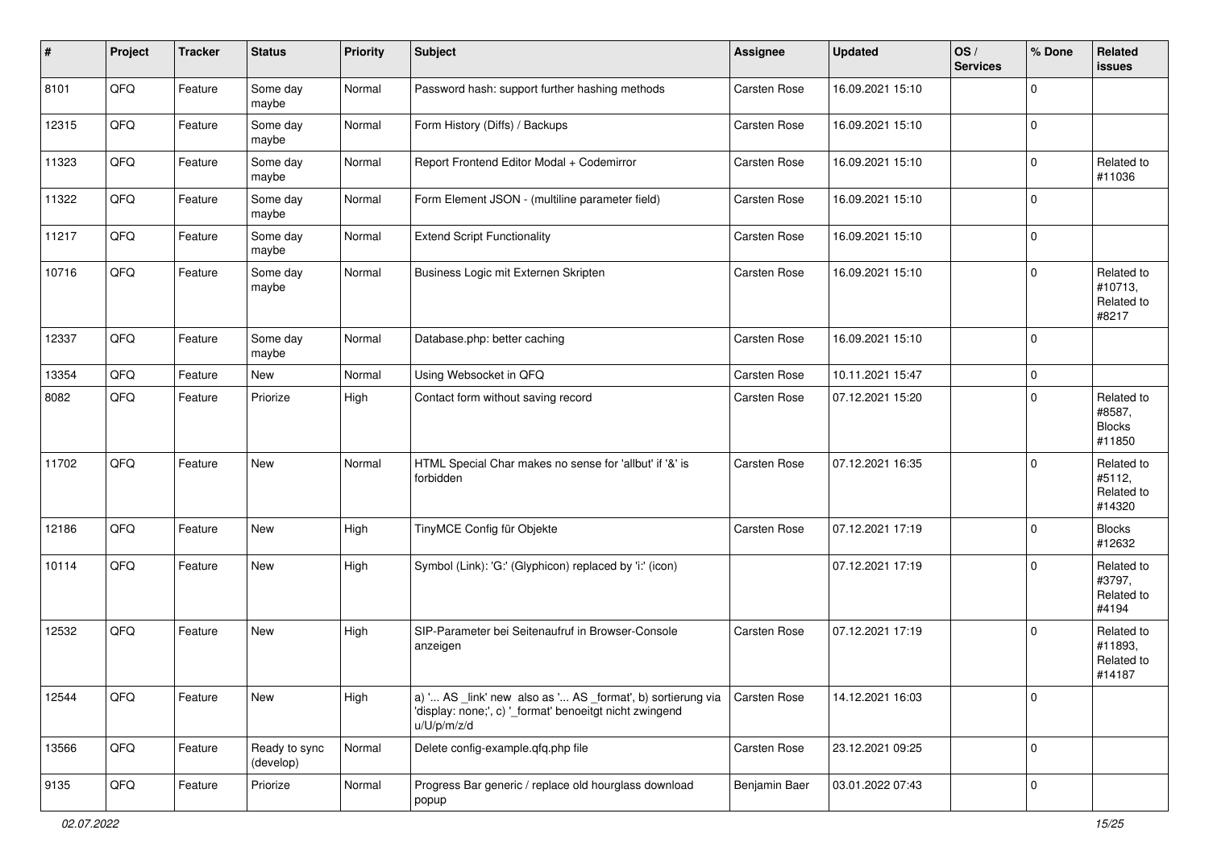| # | Project | Tracker | Status | Priority | Subject | Assignee | Updated | OS / Services | % Done | Related issues |
| --- | --- | --- | --- | --- | --- | --- | --- | --- | --- | --- |
| 8101 | QFQ | Feature | Some day maybe | Normal | Password hash: support further hashing methods | Carsten Rose | 16.09.2021 15:10 | | 0 | |
| 12315 | QFQ | Feature | Some day maybe | Normal | Form History (Diffs) / Backups | Carsten Rose | 16.09.2021 15:10 | | 0 | |
| 11323 | QFQ | Feature | Some day maybe | Normal | Report Frontend Editor Modal + Codemirror | Carsten Rose | 16.09.2021 15:10 | | 0 | Related to #11036 |
| 11322 | QFQ | Feature | Some day maybe | Normal | Form Element JSON - (multiline parameter field) | Carsten Rose | 16.09.2021 15:10 | | 0 | |
| 11217 | QFQ | Feature | Some day maybe | Normal | Extend Script Functionality | Carsten Rose | 16.09.2021 15:10 | | 0 | |
| 10716 | QFQ | Feature | Some day maybe | Normal | Business Logic mit Externen Skripten | Carsten Rose | 16.09.2021 15:10 | | 0 | Related to #10713, Related to #8217 |
| 12337 | QFQ | Feature | Some day maybe | Normal | Database.php: better caching | Carsten Rose | 16.09.2021 15:10 | | 0 | |
| 13354 | QFQ | Feature | New | Normal | Using Websocket in QFQ | Carsten Rose | 10.11.2021 15:47 | | 0 | |
| 8082 | QFQ | Feature | Priorize | High | Contact form without saving record | Carsten Rose | 07.12.2021 15:20 | | 0 | Related to #8587, Blocks #11850 |
| 11702 | QFQ | Feature | New | Normal | HTML Special Char makes no sense for 'allbut' if '&' is forbidden | Carsten Rose | 07.12.2021 16:35 | | 0 | Related to #5112, Related to #14320 |
| 12186 | QFQ | Feature | New | High | TinyMCE Config für Objekte | Carsten Rose | 07.12.2021 17:19 | | 0 | Blocks #12632 |
| 10114 | QFQ | Feature | New | High | Symbol (Link): 'G:' (Glyphicon) replaced by 'i:' (icon) | | 07.12.2021 17:19 | | 0 | Related to #3797, Related to #4194 |
| 12532 | QFQ | Feature | New | High | SIP-Parameter bei Seitenaufruf in Browser-Console anzeigen | Carsten Rose | 07.12.2021 17:19 | | 0 | Related to #11893, Related to #14187 |
| 12544 | QFQ | Feature | New | High | a) '... AS _link' new also as '... AS _format', b) sortierung via 'display: none;', c) '_format' benoeitgt nicht zwingend u/U/p/m/z/d | Carsten Rose | 14.12.2021 16:03 | | 0 | |
| 13566 | QFQ | Feature | Ready to sync (develop) | Normal | Delete config-example.qfq.php file | Carsten Rose | 23.12.2021 09:25 | | 0 | |
| 9135 | QFQ | Feature | Priorize | Normal | Progress Bar generic / replace old hourglass download popup | Benjamin Baer | 03.01.2022 07:43 | | 0 | |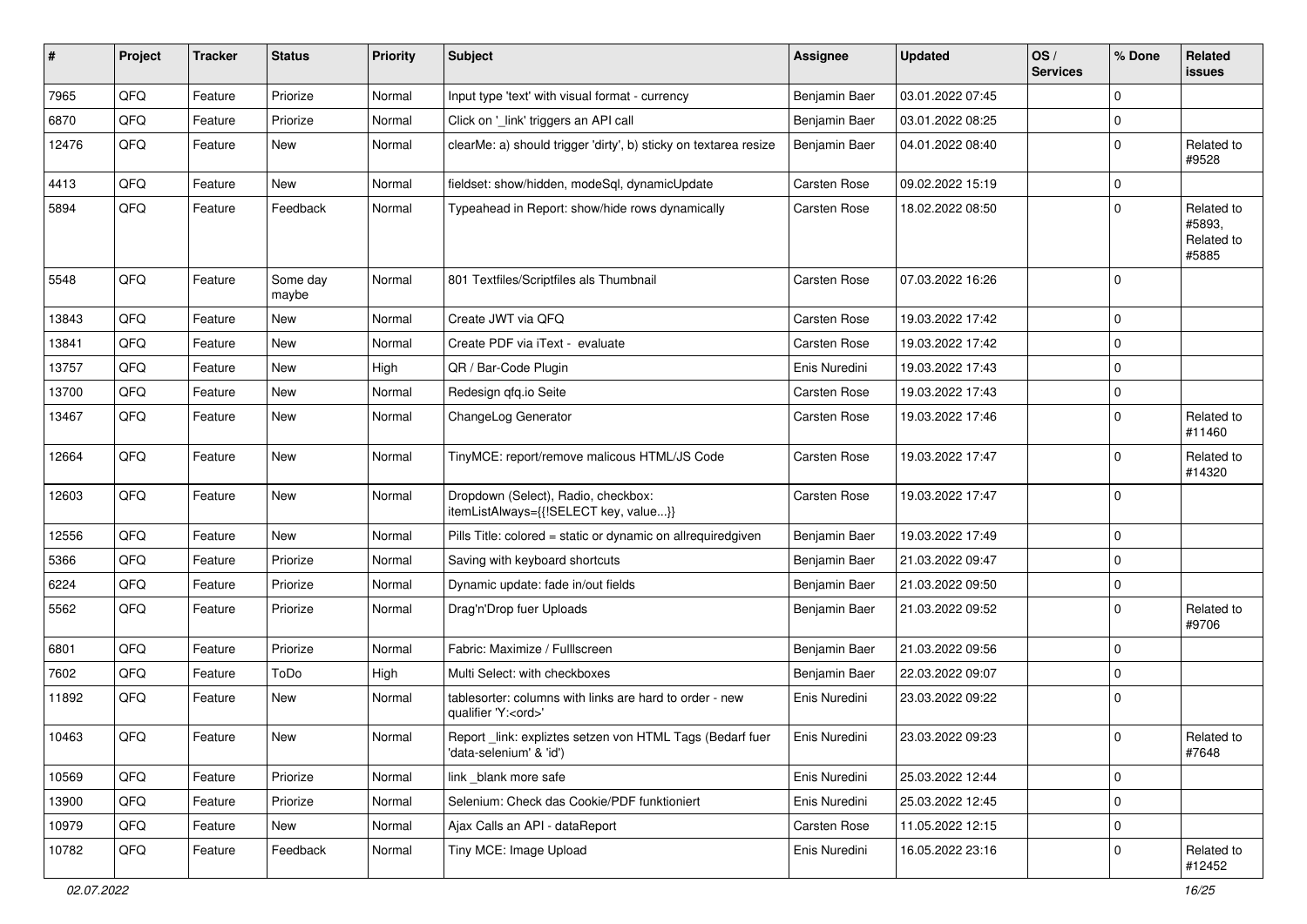| # | Project | Tracker | Status | Priority | Subject | Assignee | Updated | OS / Services | % Done | Related issues |
|---|---|---|---|---|---|---|---|---|---|---|
| 7965 | QFQ | Feature | Priorize | Normal | Input type 'text' with visual format - currency | Benjamin Baer | 03.01.2022 07:45 | | 0 | |
| 6870 | QFQ | Feature | Priorize | Normal | Click on '_link' triggers an API call | Benjamin Baer | 03.01.2022 08:25 | | 0 | |
| 12476 | QFQ | Feature | New | Normal | clearMe: a) should trigger 'dirty', b) sticky on textarea resize | Benjamin Baer | 04.01.2022 08:40 | | 0 | Related to #9528 |
| 4413 | QFQ | Feature | New | Normal | fieldset: show/hidden, modeSql, dynamicUpdate | Carsten Rose | 09.02.2022 15:19 | | 0 | |
| 5894 | QFQ | Feature | Feedback | Normal | Typeahead in Report: show/hide rows dynamically | Carsten Rose | 18.02.2022 08:50 | | 0 | Related to #5893, Related to #5885 |
| 5548 | QFQ | Feature | Some day maybe | Normal | 801 Textfiles/Scriptfiles als Thumbnail | Carsten Rose | 07.03.2022 16:26 | | 0 | |
| 13843 | QFQ | Feature | New | Normal | Create JWT via QFQ | Carsten Rose | 19.03.2022 17:42 | | 0 | |
| 13841 | QFQ | Feature | New | Normal | Create PDF via iText - evaluate | Carsten Rose | 19.03.2022 17:42 | | 0 | |
| 13757 | QFQ | Feature | New | High | QR / Bar-Code Plugin | Enis Nuredini | 19.03.2022 17:43 | | 0 | |
| 13700 | QFQ | Feature | New | Normal | Redesign qfq.io Seite | Carsten Rose | 19.03.2022 17:43 | | 0 | |
| 13467 | QFQ | Feature | New | Normal | ChangeLog Generator | Carsten Rose | 19.03.2022 17:46 | | 0 | Related to #11460 |
| 12664 | QFQ | Feature | New | Normal | TinyMCE: report/remove malicous HTML/JS Code | Carsten Rose | 19.03.2022 17:47 | | 0 | Related to #14320 |
| 12603 | QFQ | Feature | New | Normal | Dropdown (Select), Radio, checkbox: itemListAlways={{!SELECT key, value...}} | Carsten Rose | 19.03.2022 17:47 | | 0 | |
| 12556 | QFQ | Feature | New | Normal | Pills Title: colored = static or dynamic on allrequiredgiven | Benjamin Baer | 19.03.2022 17:49 | | 0 | |
| 5366 | QFQ | Feature | Priorize | Normal | Saving with keyboard shortcuts | Benjamin Baer | 21.03.2022 09:47 | | 0 | |
| 6224 | QFQ | Feature | Priorize | Normal | Dynamic update: fade in/out fields | Benjamin Baer | 21.03.2022 09:50 | | 0 | |
| 5562 | QFQ | Feature | Priorize | Normal | Drag'n'Drop fuer Uploads | Benjamin Baer | 21.03.2022 09:52 | | 0 | Related to #9706 |
| 6801 | QFQ | Feature | Priorize | Normal | Fabric: Maximize / FullIscreen | Benjamin Baer | 21.03.2022 09:56 | | 0 | |
| 7602 | QFQ | Feature | ToDo | High | Multi Select: with checkboxes | Benjamin Baer | 22.03.2022 09:07 | | 0 | |
| 11892 | QFQ | Feature | New | Normal | tablesorter: columns with links are hard to order - new qualifier 'Y:<ord>' | Enis Nuredini | 23.03.2022 09:22 | | 0 | |
| 10463 | QFQ | Feature | New | Normal | Report _link: expliztes setzen von HTML Tags (Bedarf fuer 'data-selenium' & 'id') | Enis Nuredini | 23.03.2022 09:23 | | 0 | Related to #7648 |
| 10569 | QFQ | Feature | Priorize | Normal | link _blank more safe | Enis Nuredini | 25.03.2022 12:44 | | 0 | |
| 13900 | QFQ | Feature | Priorize | Normal | Selenium: Check das Cookie/PDF funktioniert | Enis Nuredini | 25.03.2022 12:45 | | 0 | |
| 10979 | QFQ | Feature | New | Normal | Ajax Calls an API - dataReport | Carsten Rose | 11.05.2022 12:15 | | 0 | |
| 10782 | QFQ | Feature | Feedback | Normal | Tiny MCE: Image Upload | Enis Nuredini | 16.05.2022 23:16 | | 0 | Related to #12452 |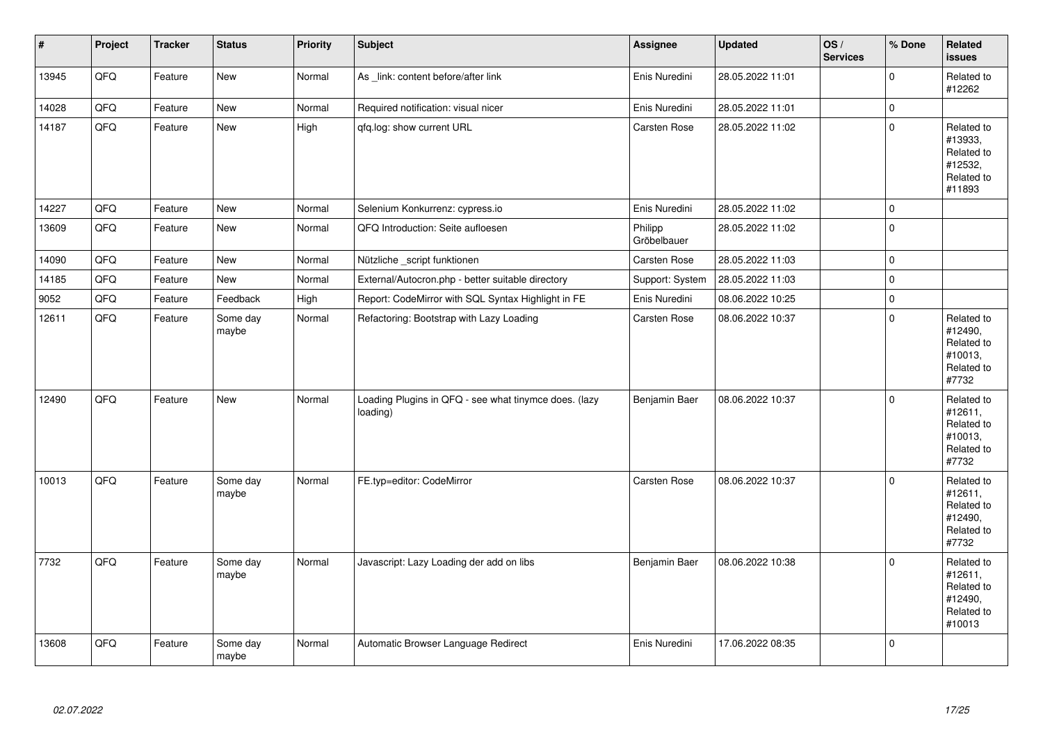| # | Project | Tracker | Status | Priority | Subject | Assignee | Updated | OS / Services | % Done | Related issues |
|---|---|---|---|---|---|---|---|---|---|---|
| 13945 | QFQ | Feature | New | Normal | As _link: content before/after link | Enis Nuredini | 28.05.2022 11:01 | | 0 | Related to #12262 |
| 14028 | QFQ | Feature | New | Normal | Required notification: visual nicer | Enis Nuredini | 28.05.2022 11:01 | | 0 | |
| 14187 | QFQ | Feature | New | High | qfq.log: show current URL | Carsten Rose | 28.05.2022 11:02 | | 0 | Related to #13933, Related to #12532, Related to #11893 |
| 14227 | QFQ | Feature | New | Normal | Selenium Konkurrenz: cypress.io | Enis Nuredini | 28.05.2022 11:02 | | 0 | |
| 13609 | QFQ | Feature | New | Normal | QFQ Introduction: Seite aufloesen | Philipp Gröbelbauer | 28.05.2022 11:02 | | 0 | |
| 14090 | QFQ | Feature | New | Normal | Nützliche _script funktionen | Carsten Rose | 28.05.2022 11:03 | | 0 | |
| 14185 | QFQ | Feature | New | Normal | External/Autocron.php - better suitable directory | Support: System | 28.05.2022 11:03 | | 0 | |
| 9052 | QFQ | Feature | Feedback | High | Report: CodeMirror with SQL Syntax Highlight in FE | Enis Nuredini | 08.06.2022 10:25 | | 0 | |
| 12611 | QFQ | Feature | Some day maybe | Normal | Refactoring: Bootstrap with Lazy Loading | Carsten Rose | 08.06.2022 10:37 | | 0 | Related to #12490, Related to #10013, Related to #7732 |
| 12490 | QFQ | Feature | New | Normal | Loading Plugins in QFQ - see what tinymce does. (lazy loading) | Benjamin Baer | 08.06.2022 10:37 | | 0 | Related to #12611, Related to #10013, Related to #7732 |
| 10013 | QFQ | Feature | Some day maybe | Normal | FE.typ=editor: CodeMirror | Carsten Rose | 08.06.2022 10:37 | | 0 | Related to #12611, Related to #12490, Related to #7732 |
| 7732 | QFQ | Feature | Some day maybe | Normal | Javascript: Lazy Loading der add on libs | Benjamin Baer | 08.06.2022 10:38 | | 0 | Related to #12611, Related to #12490, Related to #10013 |
| 13608 | QFQ | Feature | Some day maybe | Normal | Automatic Browser Language Redirect | Enis Nuredini | 17.06.2022 08:35 | | 0 | |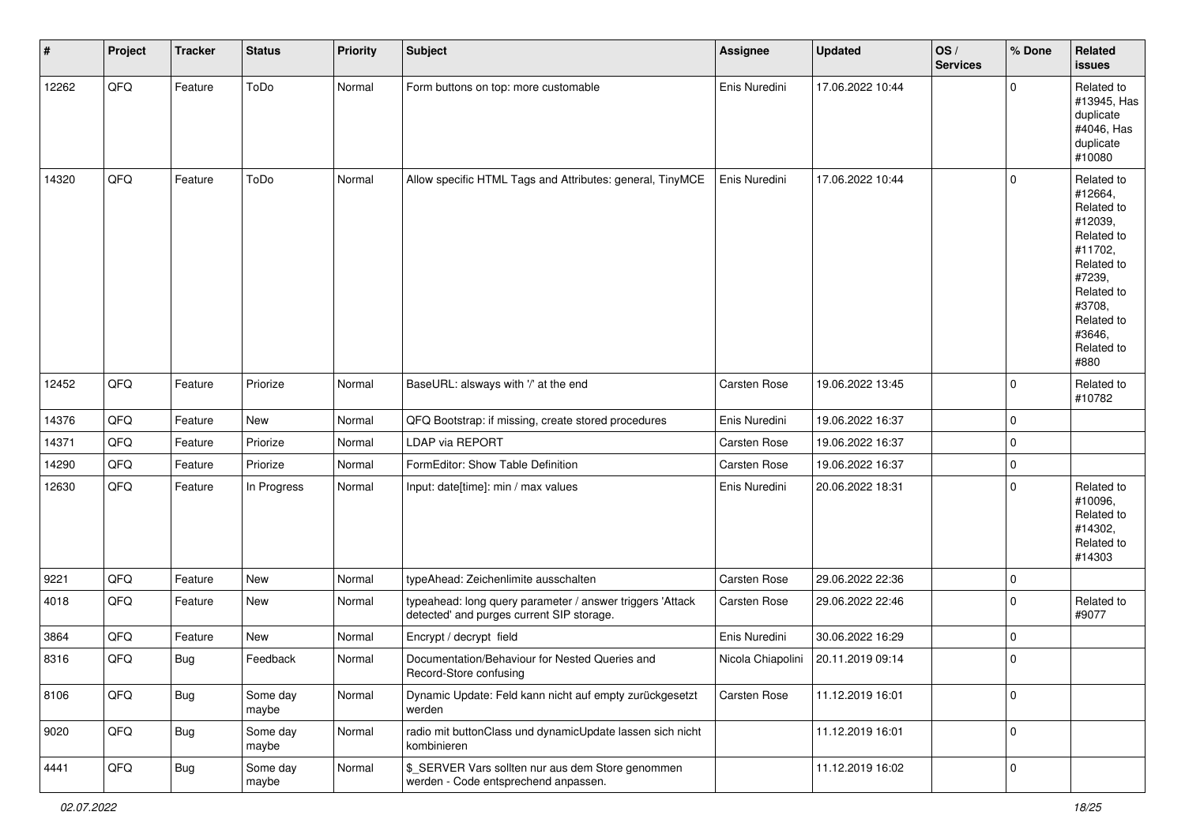| # | Project | Tracker | Status | Priority | Subject | Assignee | Updated | OS / Services | % Done | Related issues |
|---|---|---|---|---|---|---|---|---|---|---|
| 12262 | QFQ | Feature | ToDo | Normal | Form buttons on top: more customable | Enis Nuredini | 17.06.2022 10:44 | | 0 | Related to #13945, Has duplicate #4046, Has duplicate #10080 |
| 14320 | QFQ | Feature | ToDo | Normal | Allow specific HTML Tags and Attributes: general, TinyMCE | Enis Nuredini | 17.06.2022 10:44 | | 0 | Related to #12664, Related to #12039, Related to #11702, Related to #7239, Related to #3708, Related to #3646, Related to #880 |
| 12452 | QFQ | Feature | Priorize | Normal | BaseURL: always with '/' at the end | Carsten Rose | 19.06.2022 13:45 | | 0 | Related to #10782 |
| 14376 | QFQ | Feature | New | Normal | QFQ Bootstrap: if missing, create stored procedures | Enis Nuredini | 19.06.2022 16:37 | | 0 | |
| 14371 | QFQ | Feature | Priorize | Normal | LDAP via REPORT | Carsten Rose | 19.06.2022 16:37 | | 0 | |
| 14290 | QFQ | Feature | Priorize | Normal | FormEditor: Show Table Definition | Carsten Rose | 19.06.2022 16:37 | | 0 | |
| 12630 | QFQ | Feature | In Progress | Normal | Input: date[time]: min / max values | Enis Nuredini | 20.06.2022 18:31 | | 0 | Related to #10096, Related to #14302, Related to #14303 |
| 9221 | QFQ | Feature | New | Normal | typeAhead: Zeichenlimite ausschalten | Carsten Rose | 29.06.2022 22:36 | | 0 | |
| 4018 | QFQ | Feature | New | Normal | typeahead: long query parameter / answer triggers 'Attack detected' and purges current SIP storage. | Carsten Rose | 29.06.2022 22:46 | | 0 | Related to #9077 |
| 3864 | QFQ | Feature | New | Normal | Encrypt / decrypt field | Enis Nuredini | 30.06.2022 16:29 | | 0 | |
| 8316 | QFQ | Bug | Feedback | Normal | Documentation/Behaviour for Nested Queries and Record-Store confusing | Nicola Chiapolini | 20.11.2019 09:14 | | 0 | |
| 8106 | QFQ | Bug | Some day maybe | Normal | Dynamic Update: Feld kann nicht auf empty zurückgesetzt werden | Carsten Rose | 11.12.2019 16:01 | | 0 | |
| 9020 | QFQ | Bug | Some day maybe | Normal | radio mit buttonClass und dynamicUpdate lassen sich nicht kombinieren | | 11.12.2019 16:01 | | 0 | |
| 4441 | QFQ | Bug | Some day maybe | Normal | $_SERVER Vars sollten nur aus dem Store genommen werden - Code entsprechend anpassen. | | 11.12.2019 16:02 | | 0 | |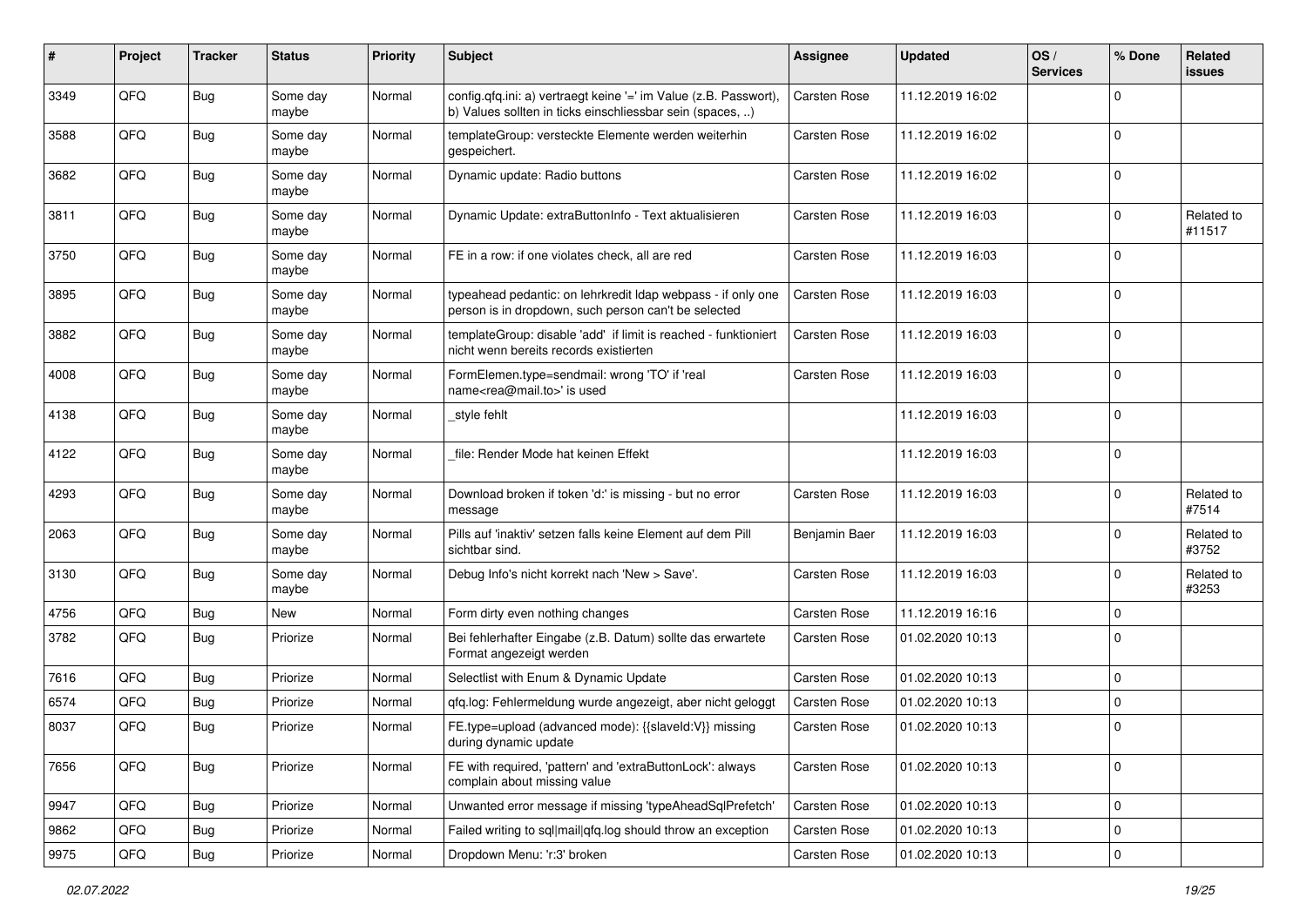| # | Project | Tracker | Status | Priority | Subject | Assignee | Updated | OS / Services | % Done | Related issues |
|---|---|---|---|---|---|---|---|---|---|---|
| 3349 | QFQ | Bug | Some day maybe | Normal | config.qfq.ini: a) vertraegt keine '=' im Value (z.B. Passwort), b) Values sollten in ticks einschliessbar sein (spaces, ..) | Carsten Rose | 11.12.2019 16:02 | | 0 | |
| 3588 | QFQ | Bug | Some day maybe | Normal | templateGroup: versteckte Elemente werden weiterhin gespeichert. | Carsten Rose | 11.12.2019 16:02 | | 0 | |
| 3682 | QFQ | Bug | Some day maybe | Normal | Dynamic update: Radio buttons | Carsten Rose | 11.12.2019 16:02 | | 0 | |
| 3811 | QFQ | Bug | Some day maybe | Normal | Dynamic Update: extraButtonInfo - Text aktualisieren | Carsten Rose | 11.12.2019 16:03 | | 0 | Related to #11517 |
| 3750 | QFQ | Bug | Some day maybe | Normal | FE in a row: if one violates check, all are red | Carsten Rose | 11.12.2019 16:03 | | 0 | |
| 3895 | QFQ | Bug | Some day maybe | Normal | typeahead pedantic: on lehrkredit ldap webpass - if only one person is in dropdown, such person can't be selected | Carsten Rose | 11.12.2019 16:03 | | 0 | |
| 3882 | QFQ | Bug | Some day maybe | Normal | templateGroup: disable 'add' if limit is reached - funktioniert nicht wenn bereits records existierten | Carsten Rose | 11.12.2019 16:03 | | 0 | |
| 4008 | QFQ | Bug | Some day maybe | Normal | FormElemen.type=sendmail: wrong 'TO' if 'real name<rea@mail.to>' is used | Carsten Rose | 11.12.2019 16:03 | | 0 | |
| 4138 | QFQ | Bug | Some day maybe | Normal | _style fehlt | | 11.12.2019 16:03 | | 0 | |
| 4122 | QFQ | Bug | Some day maybe | Normal | _file: Render Mode hat keinen Effekt | | 11.12.2019 16:03 | | 0 | |
| 4293 | QFQ | Bug | Some day maybe | Normal | Download broken if token 'd:' is missing - but no error message | Carsten Rose | 11.12.2019 16:03 | | 0 | Related to #7514 |
| 2063 | QFQ | Bug | Some day maybe | Normal | Pills auf 'inaktiv' setzen falls keine Element auf dem Pill sichtbar sind. | Benjamin Baer | 11.12.2019 16:03 | | 0 | Related to #3752 |
| 3130 | QFQ | Bug | Some day maybe | Normal | Debug Info's nicht korrekt nach 'New > Save'. | Carsten Rose | 11.12.2019 16:03 | | 0 | Related to #3253 |
| 4756 | QFQ | Bug | New | Normal | Form dirty even nothing changes | Carsten Rose | 11.12.2019 16:16 | | 0 | |
| 3782 | QFQ | Bug | Priorize | Normal | Bei fehlerhafter Eingabe (z.B. Datum) sollte das erwartete Format angezeigt werden | Carsten Rose | 01.02.2020 10:13 | | 0 | |
| 7616 | QFQ | Bug | Priorize | Normal | Selectlist with Enum & Dynamic Update | Carsten Rose | 01.02.2020 10:13 | | 0 | |
| 6574 | QFQ | Bug | Priorize | Normal | qfq.log: Fehlermeldung wurde angezeigt, aber nicht geloggt | Carsten Rose | 01.02.2020 10:13 | | 0 | |
| 8037 | QFQ | Bug | Priorize | Normal | FE.type=upload (advanced mode): {{slaveId:V}} missing during dynamic update | Carsten Rose | 01.02.2020 10:13 | | 0 | |
| 7656 | QFQ | Bug | Priorize | Normal | FE with required, 'pattern' and 'extraButtonLock': always complain about missing value | Carsten Rose | 01.02.2020 10:13 | | 0 | |
| 9947 | QFQ | Bug | Priorize | Normal | Unwanted error message if missing 'typeAheadSqlPrefetch' | Carsten Rose | 01.02.2020 10:13 | | 0 | |
| 9862 | QFQ | Bug | Priorize | Normal | Failed writing to sql\|mail\|qfq.log should throw an exception | Carsten Rose | 01.02.2020 10:13 | | 0 | |
| 9975 | QFQ | Bug | Priorize | Normal | Dropdown Menu: 'r:3' broken | Carsten Rose | 01.02.2020 10:13 | | 0 | |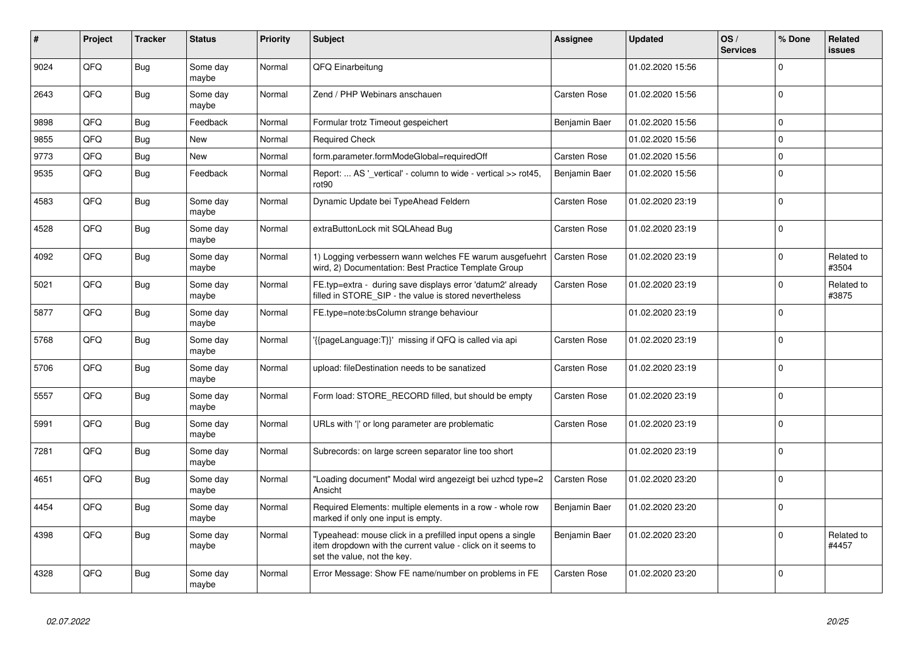| # | Project | Tracker | Status | Priority | Subject | Assignee | Updated | OS / Services | % Done | Related issues |
|---|---|---|---|---|---|---|---|---|---|---|
| 9024 | QFQ | Bug | Some day maybe | Normal | QFQ Einarbeitung | | 01.02.2020 15:56 | | 0 | |
| 2643 | QFQ | Bug | Some day maybe | Normal | Zend / PHP Webinars anschauen | Carsten Rose | 01.02.2020 15:56 | | 0 | |
| 9898 | QFQ | Bug | Feedback | Normal | Formular trotz Timeout gespeichert | Benjamin Baer | 01.02.2020 15:56 | | 0 | |
| 9855 | QFQ | Bug | New | Normal | Required Check | | 01.02.2020 15:56 | | 0 | |
| 9773 | QFQ | Bug | New | Normal | form.parameter.formModeGlobal=requiredOff | Carsten Rose | 01.02.2020 15:56 | | 0 | |
| 9535 | QFQ | Bug | Feedback | Normal | Report: ... AS '_vertical' - column to wide - vertical >> rot45, rot90 | Benjamin Baer | 01.02.2020 15:56 | | 0 | |
| 4583 | QFQ | Bug | Some day maybe | Normal | Dynamic Update bei TypeAhead Feldern | Carsten Rose | 01.02.2020 23:19 | | 0 | |
| 4528 | QFQ | Bug | Some day maybe | Normal | extraButtonLock mit SQLAhead Bug | Carsten Rose | 01.02.2020 23:19 | | 0 | |
| 4092 | QFQ | Bug | Some day maybe | Normal | 1) Logging verbessern wann welches FE warum ausgefuehrt wird, 2) Documentation: Best Practice Template Group | Carsten Rose | 01.02.2020 23:19 | | 0 | Related to #3504 |
| 5021 | QFQ | Bug | Some day maybe | Normal | FE.typ=extra - during save displays error 'datum2' already filled in STORE_SIP - the value is stored nevertheless | Carsten Rose | 01.02.2020 23:19 | | 0 | Related to #3875 |
| 5877 | QFQ | Bug | Some day maybe | Normal | FE.type=note:bsColumn strange behaviour | | 01.02.2020 23:19 | | 0 | |
| 5768 | QFQ | Bug | Some day maybe | Normal | '{{pageLanguage:T}}' missing if QFQ is called via api | Carsten Rose | 01.02.2020 23:19 | | 0 | |
| 5706 | QFQ | Bug | Some day maybe | Normal | upload: fileDestination needs to be sanatized | Carsten Rose | 01.02.2020 23:19 | | 0 | |
| 5557 | QFQ | Bug | Some day maybe | Normal | Form load: STORE_RECORD filled, but should be empty | Carsten Rose | 01.02.2020 23:19 | | 0 | |
| 5991 | QFQ | Bug | Some day maybe | Normal | URLs with '\|' or long parameter are problematic | Carsten Rose | 01.02.2020 23:19 | | 0 | |
| 7281 | QFQ | Bug | Some day maybe | Normal | Subrecords: on large screen separator line too short | | 01.02.2020 23:19 | | 0 | |
| 4651 | QFQ | Bug | Some day maybe | Normal | "Loading document" Modal wird angezeigt bei uzhcd type=2 Ansicht | Carsten Rose | 01.02.2020 23:20 | | 0 | |
| 4454 | QFQ | Bug | Some day maybe | Normal | Required Elements: multiple elements in a row - whole row marked if only one input is empty. | Benjamin Baer | 01.02.2020 23:20 | | 0 | |
| 4398 | QFQ | Bug | Some day maybe | Normal | Typeahead: mouse click in a prefilled input opens a single item dropdown with the current value - click on it seems to set the value, not the key. | Benjamin Baer | 01.02.2020 23:20 | | 0 | Related to #4457 |
| 4328 | QFQ | Bug | Some day maybe | Normal | Error Message: Show FE name/number on problems in FE | Carsten Rose | 01.02.2020 23:20 | | 0 | |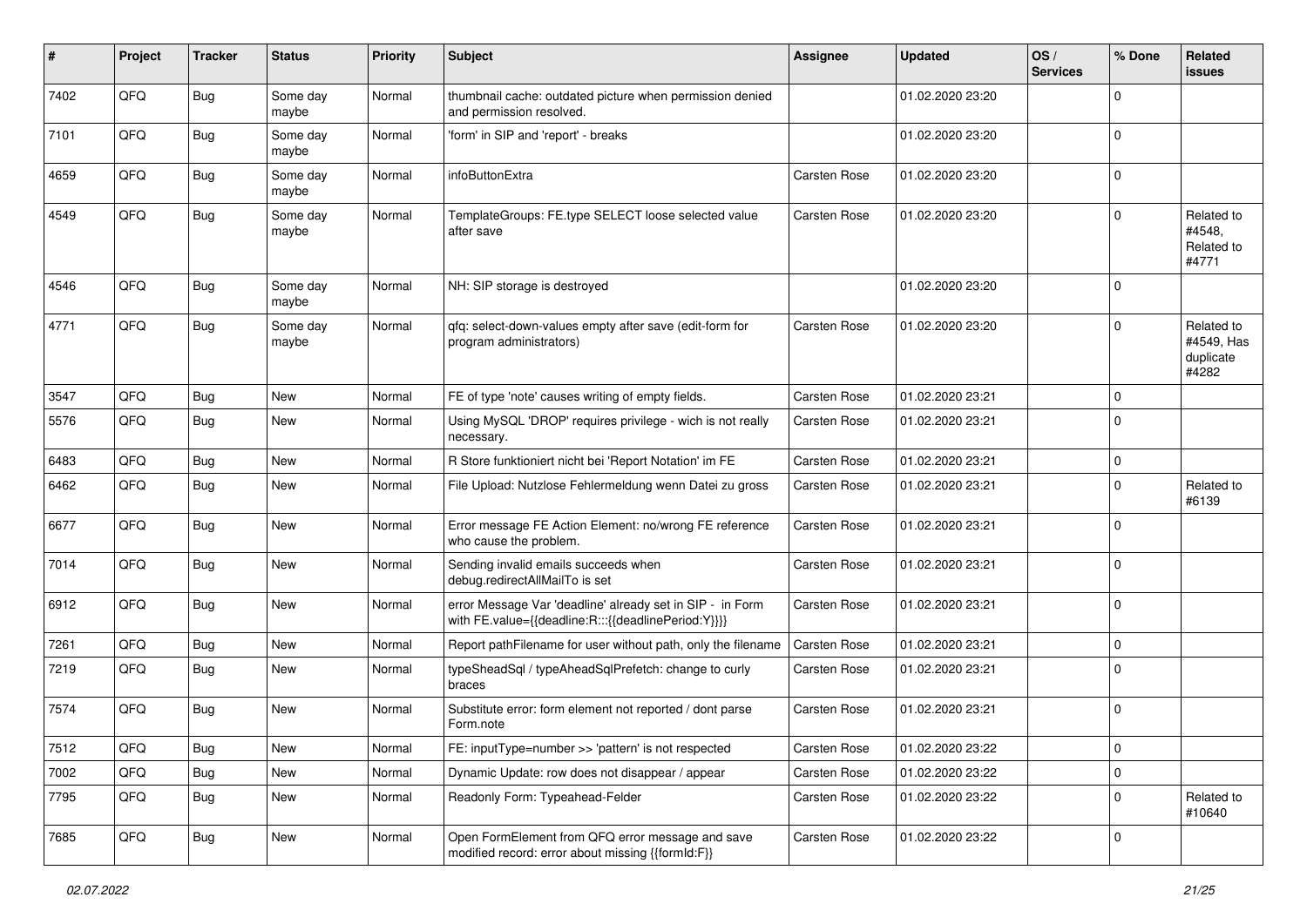| # | Project | Tracker | Status | Priority | Subject | Assignee | Updated | OS / Services | % Done | Related issues |
|---|---|---|---|---|---|---|---|---|---|---|
| 7402 | QFQ | Bug | Some day maybe | Normal | thumbnail cache: outdated picture when permission denied and permission resolved. | | 01.02.2020 23:20 | | 0 | |
| 7101 | QFQ | Bug | Some day maybe | Normal | 'form' in SIP and 'report' - breaks | | 01.02.2020 23:20 | | 0 | |
| 4659 | QFQ | Bug | Some day maybe | Normal | infoButtonExtra | Carsten Rose | 01.02.2020 23:20 | | 0 | |
| 4549 | QFQ | Bug | Some day maybe | Normal | TemplateGroups: FE.type SELECT loose selected value after save | Carsten Rose | 01.02.2020 23:20 | | 0 | Related to #4548, Related to #4771 |
| 4546 | QFQ | Bug | Some day maybe | Normal | NH: SIP storage is destroyed | | 01.02.2020 23:20 | | 0 | |
| 4771 | QFQ | Bug | Some day maybe | Normal | qfq: select-down-values empty after save (edit-form for program administrators) | Carsten Rose | 01.02.2020 23:20 | | 0 | Related to #4549, Has duplicate #4282 |
| 3547 | QFQ | Bug | New | Normal | FE of type 'note' causes writing of empty fields. | Carsten Rose | 01.02.2020 23:21 | | 0 | |
| 5576 | QFQ | Bug | New | Normal | Using MySQL 'DROP' requires privilege - wich is not really necessary. | Carsten Rose | 01.02.2020 23:21 | | 0 | |
| 6483 | QFQ | Bug | New | Normal | R Store funktioniert nicht bei 'Report Notation' im FE | Carsten Rose | 01.02.2020 23:21 | | 0 | |
| 6462 | QFQ | Bug | New | Normal | File Upload: Nutzlose Fehlermeldung wenn Datei zu gross | Carsten Rose | 01.02.2020 23:21 | | 0 | Related to #6139 |
| 6677 | QFQ | Bug | New | Normal | Error message FE Action Element: no/wrong FE reference who cause the problem. | Carsten Rose | 01.02.2020 23:21 | | 0 | |
| 7014 | QFQ | Bug | New | Normal | Sending invalid emails succeeds when debug.redirectAllMailTo is set | Carsten Rose | 01.02.2020 23:21 | | 0 | |
| 6912 | QFQ | Bug | New | Normal | error Message Var 'deadline' already set in SIP - in Form with FE.value={{deadline:R:::{{deadlinePeriod:Y}}}} | Carsten Rose | 01.02.2020 23:21 | | 0 | |
| 7261 | QFQ | Bug | New | Normal | Report pathFilename for user without path, only the filename | Carsten Rose | 01.02.2020 23:21 | | 0 | |
| 7219 | QFQ | Bug | New | Normal | typeSheadSql / typeAheadSqlPrefetch: change to curly braces | Carsten Rose | 01.02.2020 23:21 | | 0 | |
| 7574 | QFQ | Bug | New | Normal | Substitute error: form element not reported / dont parse Form.note | Carsten Rose | 01.02.2020 23:21 | | 0 | |
| 7512 | QFQ | Bug | New | Normal | FE: inputType=number >> 'pattern' is not respected | Carsten Rose | 01.02.2020 23:22 | | 0 | |
| 7002 | QFQ | Bug | New | Normal | Dynamic Update: row does not disappear / appear | Carsten Rose | 01.02.2020 23:22 | | 0 | |
| 7795 | QFQ | Bug | New | Normal | Readonly Form: Typeahead-Felder | Carsten Rose | 01.02.2020 23:22 | | 0 | Related to #10640 |
| 7685 | QFQ | Bug | New | Normal | Open FormElement from QFQ error message and save modified record: error about missing {{formId:F}} | Carsten Rose | 01.02.2020 23:22 | | 0 | |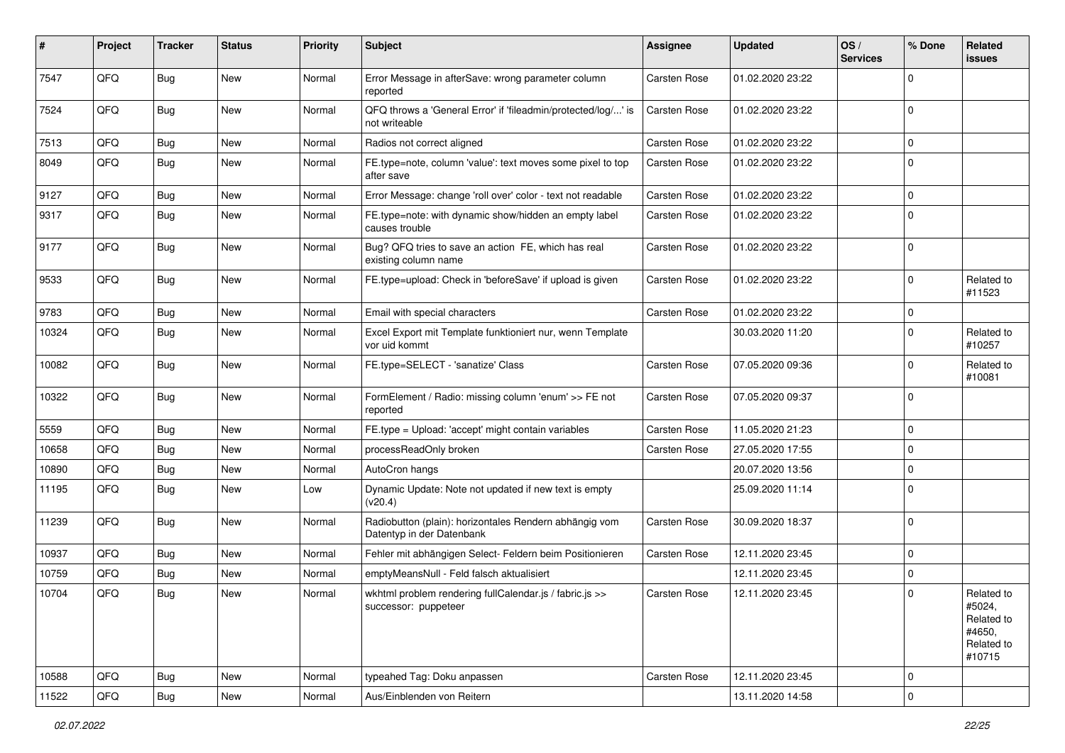| # | Project | Tracker | Status | Priority | Subject | Assignee | Updated | OS / Services | % Done | Related issues |
|---|---|---|---|---|---|---|---|---|---|---|
| 7547 | QFQ | Bug | New | Normal | Error Message in afterSave: wrong parameter column reported | Carsten Rose | 01.02.2020 23:22 | | 0 | |
| 7524 | QFQ | Bug | New | Normal | QFQ throws a 'General Error' if 'fileadmin/protected/log/...' is not writeable | Carsten Rose | 01.02.2020 23:22 | | 0 | |
| 7513 | QFQ | Bug | New | Normal | Radios not correct aligned | Carsten Rose | 01.02.2020 23:22 | | 0 | |
| 8049 | QFQ | Bug | New | Normal | FE.type=note, column 'value': text moves some pixel to top after save | Carsten Rose | 01.02.2020 23:22 | | 0 | |
| 9127 | QFQ | Bug | New | Normal | Error Message: change 'roll over' color - text not readable | Carsten Rose | 01.02.2020 23:22 | | 0 | |
| 9317 | QFQ | Bug | New | Normal | FE.type=note: with dynamic show/hidden an empty label causes trouble | Carsten Rose | 01.02.2020 23:22 | | 0 | |
| 9177 | QFQ | Bug | New | Normal | Bug? QFQ tries to save an action FE, which has real existing column name | Carsten Rose | 01.02.2020 23:22 | | 0 | |
| 9533 | QFQ | Bug | New | Normal | FE.type=upload: Check in 'beforeSave' if upload is given | Carsten Rose | 01.02.2020 23:22 | | 0 | Related to #11523 |
| 9783 | QFQ | Bug | New | Normal | Email with special characters | Carsten Rose | 01.02.2020 23:22 | | 0 | |
| 10324 | QFQ | Bug | New | Normal | Excel Export mit Template funktioniert nur, wenn Template vor uid kommt | | 30.03.2020 11:20 | | 0 | Related to #10257 |
| 10082 | QFQ | Bug | New | Normal | FE.type=SELECT - 'sanatize' Class | Carsten Rose | 07.05.2020 09:36 | | 0 | Related to #10081 |
| 10322 | QFQ | Bug | New | Normal | FormElement / Radio: missing column 'enum' >> FE not reported | Carsten Rose | 07.05.2020 09:37 | | 0 | |
| 5559 | QFQ | Bug | New | Normal | FE.type = Upload: 'accept' might contain variables | Carsten Rose | 11.05.2020 21:23 | | 0 | |
| 10658 | QFQ | Bug | New | Normal | processReadOnly broken | Carsten Rose | 27.05.2020 17:55 | | 0 | |
| 10890 | QFQ | Bug | New | Normal | AutoCron hangs | | 20.07.2020 13:56 | | 0 | |
| 11195 | QFQ | Bug | New | Low | Dynamic Update: Note not updated if new text is empty (v20.4) | | 25.09.2020 11:14 | | 0 | |
| 11239 | QFQ | Bug | New | Normal | Radiobutton (plain): horizontales Rendern abhängig vom Datentyp in der Datenbank | Carsten Rose | 30.09.2020 18:37 | | 0 | |
| 10937 | QFQ | Bug | New | Normal | Fehler mit abhängigen Select- Feldern beim Positionieren | Carsten Rose | 12.11.2020 23:45 | | 0 | |
| 10759 | QFQ | Bug | New | Normal | emptyMeansNull - Feld falsch aktualisiert | | 12.11.2020 23:45 | | 0 | |
| 10704 | QFQ | Bug | New | Normal | wkhtml problem rendering fullCalendar.js / fabric.js >> successor: puppeteer | Carsten Rose | 12.11.2020 23:45 | | 0 | Related to #5024, Related to #4650, Related to #10715 |
| 10588 | QFQ | Bug | New | Normal | typeahed Tag: Doku anpassen | Carsten Rose | 12.11.2020 23:45 | | 0 | |
| 11522 | QFQ | Bug | New | Normal | Aus/Einblenden von Reitern | | 13.11.2020 14:58 | | 0 | |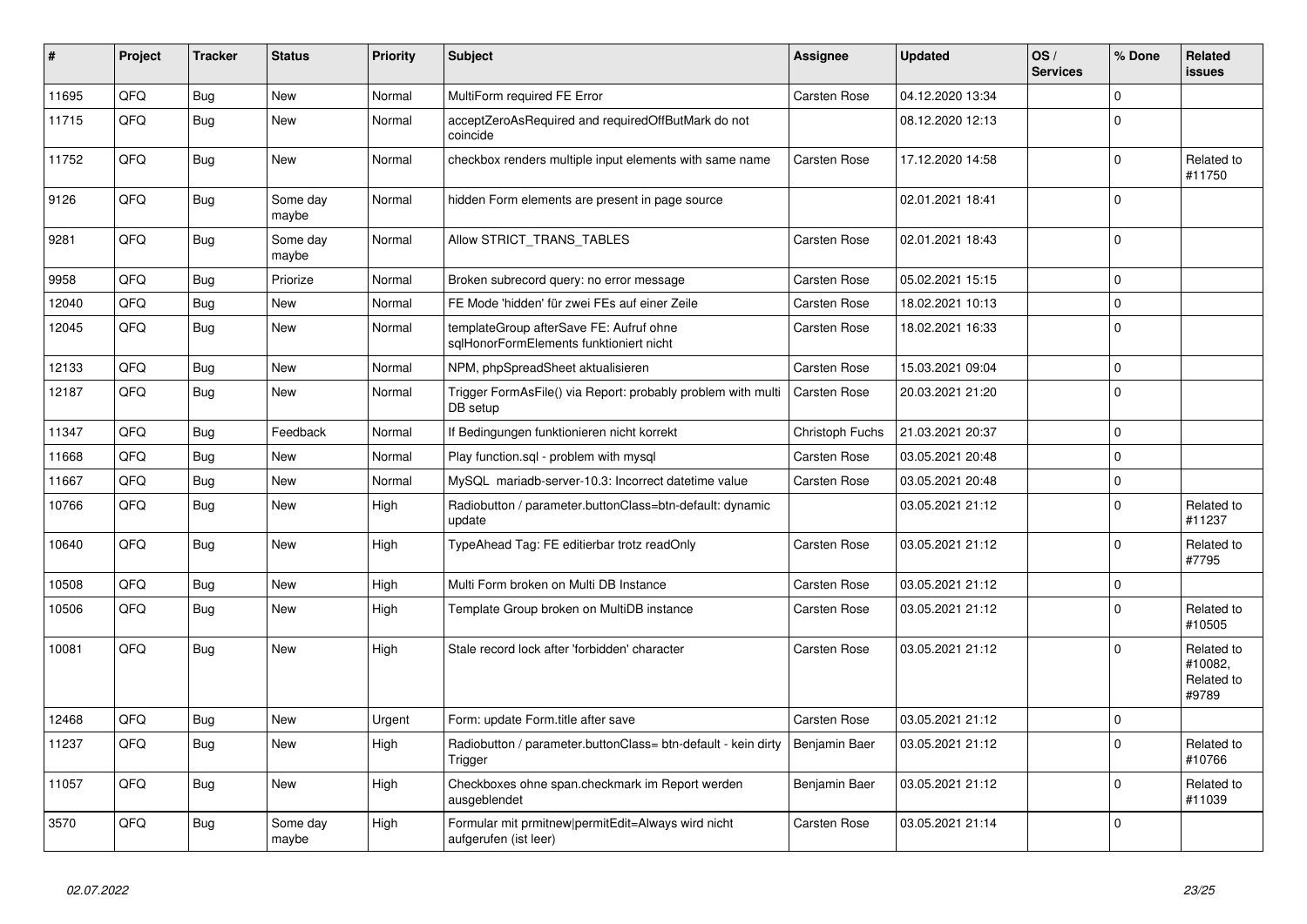| # | Project | Tracker | Status | Priority | Subject | Assignee | Updated | OS / Services | % Done | Related issues |
|---|---|---|---|---|---|---|---|---|---|---|
| 11695 | QFQ | Bug | New | Normal | MultiForm required FE Error | Carsten Rose | 04.12.2020 13:34 | | 0 | |
| 11715 | QFQ | Bug | New | Normal | acceptZeroAsRequired and requiredOffButMark do not coincide | | 08.12.2020 12:13 | | 0 | |
| 11752 | QFQ | Bug | New | Normal | checkbox renders multiple input elements with same name | Carsten Rose | 17.12.2020 14:58 | | 0 | Related to #11750 |
| 9126 | QFQ | Bug | Some day maybe | Normal | hidden Form elements are present in page source | | 02.01.2021 18:41 | | 0 | |
| 9281 | QFQ | Bug | Some day maybe | Normal | Allow STRICT_TRANS_TABLES | Carsten Rose | 02.01.2021 18:43 | | 0 | |
| 9958 | QFQ | Bug | Priorize | Normal | Broken subrecord query: no error message | Carsten Rose | 05.02.2021 15:15 | | 0 | |
| 12040 | QFQ | Bug | New | Normal | FE Mode 'hidden' für zwei FEs auf einer Zeile | Carsten Rose | 18.02.2021 10:13 | | 0 | |
| 12045 | QFQ | Bug | New | Normal | templateGroup afterSave FE: Aufruf ohne sqlHonorFormElements funktioniert nicht | Carsten Rose | 18.02.2021 16:33 | | 0 | |
| 12133 | QFQ | Bug | New | Normal | NPM, phpSpreadSheet aktualisieren | Carsten Rose | 15.03.2021 09:04 | | 0 | |
| 12187 | QFQ | Bug | New | Normal | Trigger FormAsFile() via Report: probably problem with multi DB setup | Carsten Rose | 20.03.2021 21:20 | | 0 | |
| 11347 | QFQ | Bug | Feedback | Normal | If Bedingungen funktionieren nicht korrekt | Christoph Fuchs | 21.03.2021 20:37 | | 0 | |
| 11668 | QFQ | Bug | New | Normal | Play function.sql - problem with mysql | Carsten Rose | 03.05.2021 20:48 | | 0 | |
| 11667 | QFQ | Bug | New | Normal | MySQL mariadb-server-10.3: Incorrect datetime value | Carsten Rose | 03.05.2021 20:48 | | 0 | |
| 10766 | QFQ | Bug | New | High | Radiobutton / parameter.buttonClass=btn-default: dynamic update | | 03.05.2021 21:12 | | 0 | Related to #11237 |
| 10640 | QFQ | Bug | New | High | TypeAhead Tag: FE editierbar trotz readOnly | Carsten Rose | 03.05.2021 21:12 | | 0 | Related to #7795 |
| 10508 | QFQ | Bug | New | High | Multi Form broken on Multi DB Instance | Carsten Rose | 03.05.2021 21:12 | | 0 | |
| 10506 | QFQ | Bug | New | High | Template Group broken on MultiDB instance | Carsten Rose | 03.05.2021 21:12 | | 0 | Related to #10505 |
| 10081 | QFQ | Bug | New | High | Stale record lock after 'forbidden' character | Carsten Rose | 03.05.2021 21:12 | | 0 | Related to #10082, Related to #9789 |
| 12468 | QFQ | Bug | New | Urgent | Form: update Form.title after save | Carsten Rose | 03.05.2021 21:12 | | 0 | |
| 11237 | QFQ | Bug | New | High | Radiobutton / parameter.buttonClass= btn-default - kein dirty Trigger | Benjamin Baer | 03.05.2021 21:12 | | 0 | Related to #10766 |
| 11057 | QFQ | Bug | New | High | Checkboxes ohne span.checkmark im Report werden ausgeblendet | Benjamin Baer | 03.05.2021 21:12 | | 0 | Related to #11039 |
| 3570 | QFQ | Bug | Some day maybe | High | Formular mit prmitnew\|permitEdit=Always wird nicht aufgerufen (ist leer) | Carsten Rose | 03.05.2021 21:14 | | 0 | |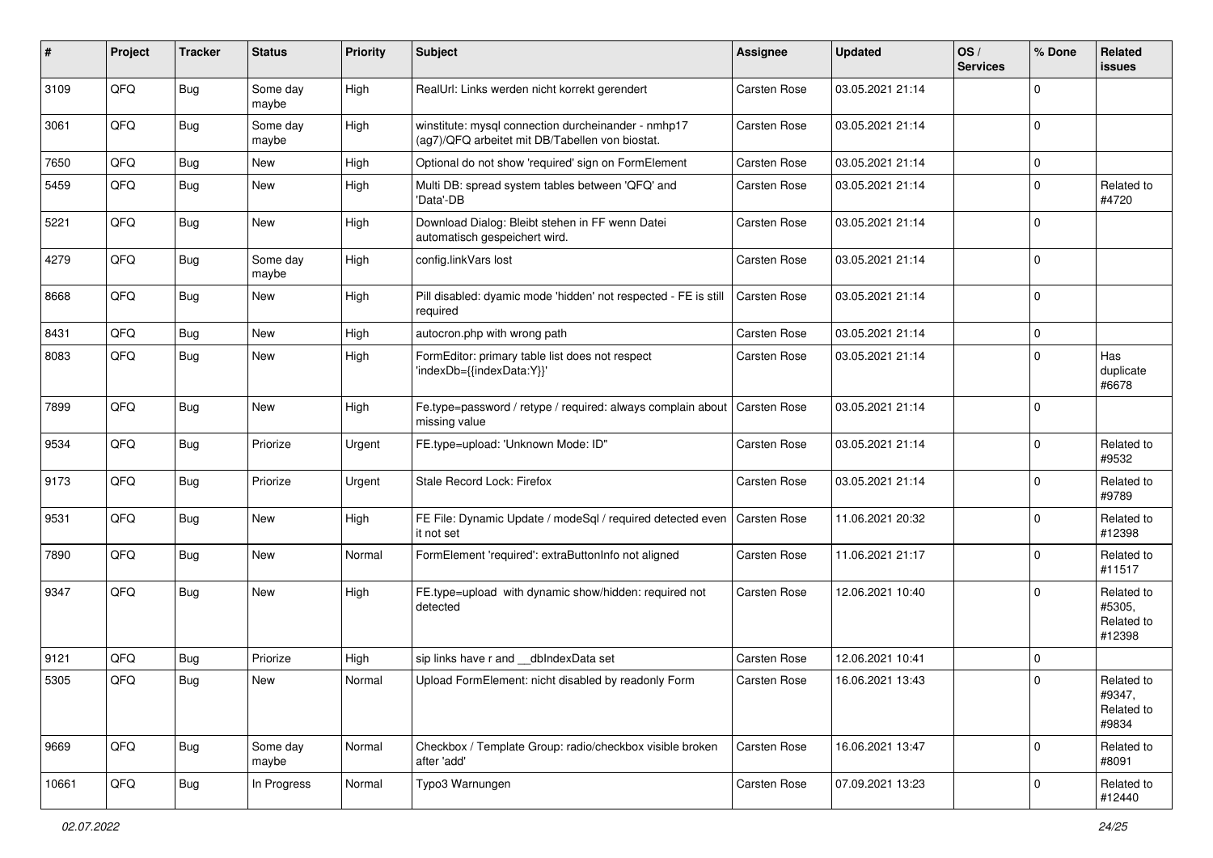| # | Project | Tracker | Status | Priority | Subject | Assignee | Updated | OS / Services | % Done | Related issues |
|---|---|---|---|---|---|---|---|---|---|---|
| 3109 | QFQ | Bug | Some day maybe | High | RealUrl: Links werden nicht korrekt gerendert | Carsten Rose | 03.05.2021 21:14 | | 0 | |
| 3061 | QFQ | Bug | Some day maybe | High | winstitute: mysql connection durcheinander - nmhp17 (ag7)/QFQ arbeitet mit DB/Tabellen von biostat. | Carsten Rose | 03.05.2021 21:14 | | 0 | |
| 7650 | QFQ | Bug | New | High | Optional do not show 'required' sign on FormElement | Carsten Rose | 03.05.2021 21:14 | | 0 | |
| 5459 | QFQ | Bug | New | High | Multi DB: spread system tables between 'QFQ' and 'Data'-DB | Carsten Rose | 03.05.2021 21:14 | | 0 | Related to #4720 |
| 5221 | QFQ | Bug | New | High | Download Dialog: Bleibt stehen in FF wenn Datei automatisch gespeichert wird. | Carsten Rose | 03.05.2021 21:14 | | 0 | |
| 4279 | QFQ | Bug | Some day maybe | High | config.linkVars lost | Carsten Rose | 03.05.2021 21:14 | | 0 | |
| 8668 | QFQ | Bug | New | High | Pill disabled: dyamic mode 'hidden' not respected - FE is still required | Carsten Rose | 03.05.2021 21:14 | | 0 | |
| 8431 | QFQ | Bug | New | High | autocron.php with wrong path | Carsten Rose | 03.05.2021 21:14 | | 0 | |
| 8083 | QFQ | Bug | New | High | FormEditor: primary table list does not respect 'indexDb={{indexData:Y}}' | Carsten Rose | 03.05.2021 21:14 | | 0 | Has duplicate #6678 |
| 7899 | QFQ | Bug | New | High | Fe.type=password / retype / required: always complain about missing value | Carsten Rose | 03.05.2021 21:14 | | 0 | |
| 9534 | QFQ | Bug | Priorize | Urgent | FE.type=upload: 'Unknown Mode: ID" | Carsten Rose | 03.05.2021 21:14 | | 0 | Related to #9532 |
| 9173 | QFQ | Bug | Priorize | Urgent | Stale Record Lock: Firefox | Carsten Rose | 03.05.2021 21:14 | | 0 | Related to #9789 |
| 9531 | QFQ | Bug | New | High | FE File: Dynamic Update / modeSql / required detected even it not set | Carsten Rose | 11.06.2021 20:32 | | 0 | Related to #12398 |
| 7890 | QFQ | Bug | New | Normal | FormElement 'required': extraButtonInfo not aligned | Carsten Rose | 11.06.2021 21:17 | | 0 | Related to #11517 |
| 9347 | QFQ | Bug | New | High | FE.type=upload with dynamic show/hidden: required not detected | Carsten Rose | 12.06.2021 10:40 | | 0 | Related to #5305, Related to #12398 |
| 9121 | QFQ | Bug | Priorize | High | sip links have r and __dbIndexData set | Carsten Rose | 12.06.2021 10:41 | | 0 | |
| 5305 | QFQ | Bug | New | Normal | Upload FormElement: nicht disabled by readonly Form | Carsten Rose | 16.06.2021 13:43 | | 0 | Related to #9347, Related to #9834 |
| 9669 | QFQ | Bug | Some day maybe | Normal | Checkbox / Template Group: radio/checkbox visible broken after 'add' | Carsten Rose | 16.06.2021 13:47 | | 0 | Related to #8091 |
| 10661 | QFQ | Bug | In Progress | Normal | Typo3 Warnungen | Carsten Rose | 07.09.2021 13:23 | | 0 | Related to #12440 |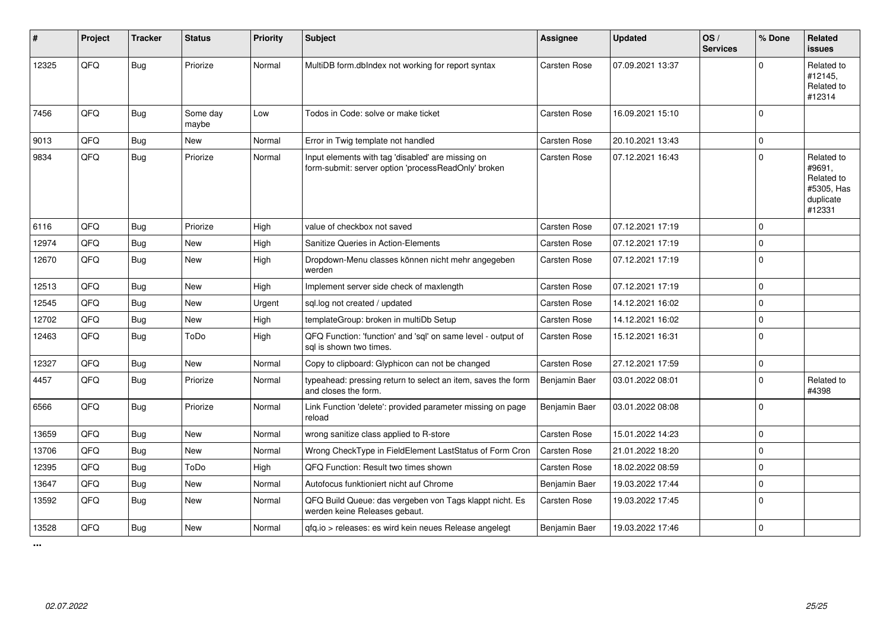| # | Project | Tracker | Status | Priority | Subject | Assignee | Updated | OS / Services | % Done | Related issues |
|---|---|---|---|---|---|---|---|---|---|---|
| 12325 | QFQ | Bug | Priorize | Normal | MultiDB form.dbIndex not working for report syntax | Carsten Rose | 07.09.2021 13:37 | | 0 | Related to #12145, Related to #12314 |
| 7456 | QFQ | Bug | Some day maybe | Low | Todos in Code: solve or make ticket | Carsten Rose | 16.09.2021 15:10 | | 0 | |
| 9013 | QFQ | Bug | New | Normal | Error in Twig template not handled | Carsten Rose | 20.10.2021 13:43 | | 0 | |
| 9834 | QFQ | Bug | Priorize | Normal | Input elements with tag 'disabled' are missing on form-submit: server option 'processReadOnly' broken | Carsten Rose | 07.12.2021 16:43 | | 0 | Related to #9691, Related to #5305, Has duplicate #12331 |
| 6116 | QFQ | Bug | Priorize | High | value of checkbox not saved | Carsten Rose | 07.12.2021 17:19 | | 0 | |
| 12974 | QFQ | Bug | New | High | Sanitize Queries in Action-Elements | Carsten Rose | 07.12.2021 17:19 | | 0 | |
| 12670 | QFQ | Bug | New | High | Dropdown-Menu classes können nicht mehr angegeben werden | Carsten Rose | 07.12.2021 17:19 | | 0 | |
| 12513 | QFQ | Bug | New | High | Implement server side check of maxlength | Carsten Rose | 07.12.2021 17:19 | | 0 | |
| 12545 | QFQ | Bug | New | Urgent | sql.log not created / updated | Carsten Rose | 14.12.2021 16:02 | | 0 | |
| 12702 | QFQ | Bug | New | High | templateGroup: broken in multiDb Setup | Carsten Rose | 14.12.2021 16:02 | | 0 | |
| 12463 | QFQ | Bug | ToDo | High | QFQ Function: 'function' and 'sql' on same level - output of sql is shown two times. | Carsten Rose | 15.12.2021 16:31 | | 0 | |
| 12327 | QFQ | Bug | New | Normal | Copy to clipboard: Glyphicon can not be changed | Carsten Rose | 27.12.2021 17:59 | | 0 | |
| 4457 | QFQ | Bug | Priorize | Normal | typeahead: pressing return to select an item, saves the form and closes the form. | Benjamin Baer | 03.01.2022 08:01 | | 0 | Related to #4398 |
| 6566 | QFQ | Bug | Priorize | Normal | Link Function 'delete': provided parameter missing on page reload | Benjamin Baer | 03.01.2022 08:08 | | 0 | |
| 13659 | QFQ | Bug | New | Normal | wrong sanitize class applied to R-store | Carsten Rose | 15.01.2022 14:23 | | 0 | |
| 13706 | QFQ | Bug | New | Normal | Wrong CheckType in FieldElement LastStatus of Form Cron | Carsten Rose | 21.01.2022 18:20 | | 0 | |
| 12395 | QFQ | Bug | ToDo | High | QFQ Function: Result two times shown | Carsten Rose | 18.02.2022 08:59 | | 0 | |
| 13647 | QFQ | Bug | New | Normal | Autofocus funktioniert nicht auf Chrome | Benjamin Baer | 19.03.2022 17:44 | | 0 | |
| 13592 | QFQ | Bug | New | Normal | QFQ Build Queue: das vergeben von Tags klappt nicht. Es werden keine Releases gebaut. | Carsten Rose | 19.03.2022 17:45 | | 0 | |
| 13528 | QFQ | Bug | New | Normal | qfq.io > releases: es wird kein neues Release angelegt | Benjamin Baer | 19.03.2022 17:46 | | 0 | |

...